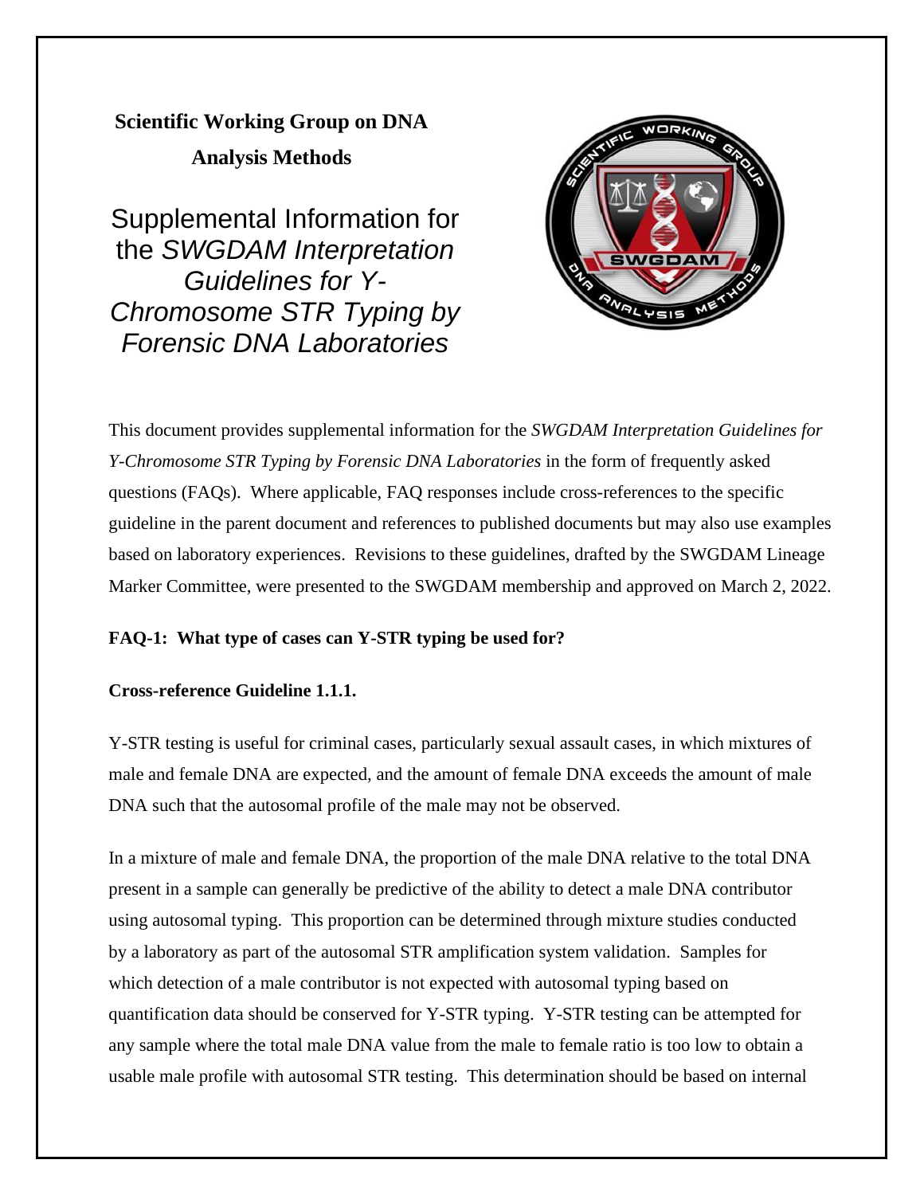**Scientific Working Group on DNA Analysis Methods**

# Supplemental Information for the *SWGDAM Interpretation Guidelines for Y-Chromosome STR Typing by Forensic DNA Laboratories*

This document provides supplemental information for the *SWGDAM Interpretation Guidelines for Y-Chromosome STR Typing by Forensic DNA Laboratories* in the form of frequently asked questions (FAQs). Where applicable, FAQ responses include cross-references to the specific guideline in the parent document and references to published documents but may also use examples based on laboratory experiences. Revisions to these guidelines, drafted by the SWGDAM Lineage Marker Committee, were presented to the SWGDAM membership and approved on March 2, 2022.

**FAQ-1: What type of cases can Y-STR typing be used for?**

**Cross-reference Guideline 1.1.1.**

Y-STR testing is useful for criminal cases, particularly sexual assault cases, in which mixtures of male and female DNA are expected, and the amount of female DNA exceeds the amount of male DNA such that the autosomal profile of the male may not be observed.

In a mixture of male and female DNA, the proportion of the male DNA relative to the total DNA present in a sample can generally be predictive of the ability to detect a male DNA contributor using autosomal typing. This proportion can be determined through mixture studies conducted by a laboratory as part of the autosomal STR amplification system validation. Samples for which detection of a male contributor is not expected with autosomal typing based on quantification data should be conserved for Y-STR typing. Y-STR testing can be attempted for any sample where the total male DNA value from the male to female ratio is too low to obtain a usable male profile with autosomal STR testing. This determination should be based on internal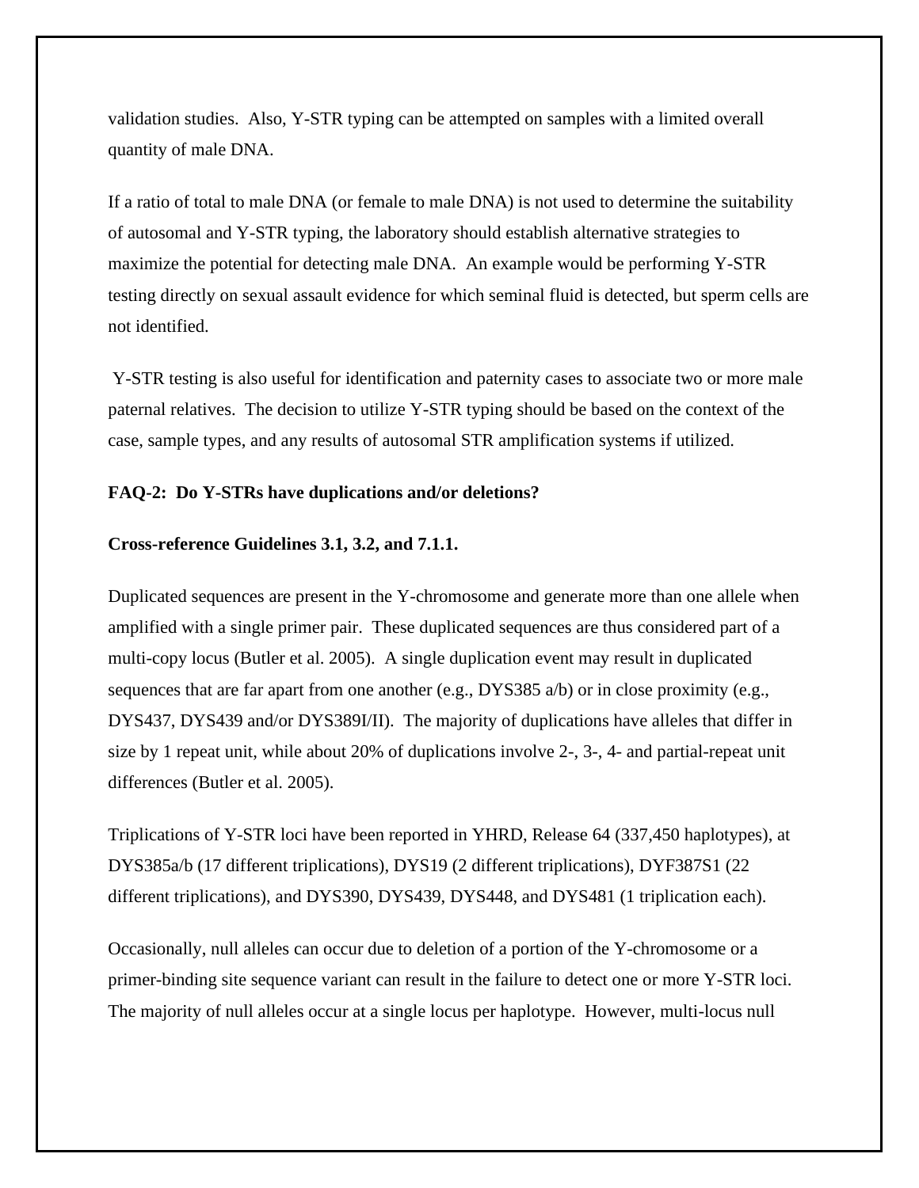validation studies. Also, Y-STR typing can be attempted on samples with a limited overall quantity of male DNA.

If a ratio of total to male DNA (or female to male DNA) is not used to determine the suitability of autosomal and Y-STR typing, the laboratory should establish alternative strategies to maximize the potential for detecting male DNA. An example would be performing Y-STR testing directly on sexual assault evidence for which seminal fluid is detected, but sperm cells are not identified.

Y-STR testing is also useful for identification and paternity cases to associate two or more male paternal relatives. The decision to utilize Y-STR typing should be based on the context of the case, sample types, and any results of autosomal STR amplification systems if utilized.

**FAQ-2: Do Y-STRs have duplications and/or deletions?**

**Cross-reference Guidelines 3.1, 3.2, and 7.1.1.**

Duplicated sequences are present in the Y-chromosome and generate more than one allele when amplified with a single primer pair. These duplicated sequences are thus considered part of a multi-copy locus (Butler et al. 2005). A single duplication event may result in duplicated sequences that are far apart from one another (e.g., DYS385 a/b) or in close proximity (e.g., DYS437, DYS439 and/or DYS389I/II). The majority of duplications have alleles that differ in size by 1 repeat unit, while about 20% of duplications involve 2-, 3-, 4- and partial-repeat unit differences (Butler et al. 2005).

Triplications of Y-STR loci have been reported in YHRD, Release 64 (337,450 haplotypes), at DYS385a/b (17 different triplications), DYS19 (2 different triplications), DYF387S1 (22 different triplications), and DYS390, DYS439, DYS448, and DYS481 (1 triplication each).

Occasionally, null alleles can occur due to deletion of a portion of the Y-chromosome or a primer-binding site sequence variant can result in the failure to detect one or more Y-STR loci. The majority of null alleles occur at a single locus per haplotype. However, multi-locus null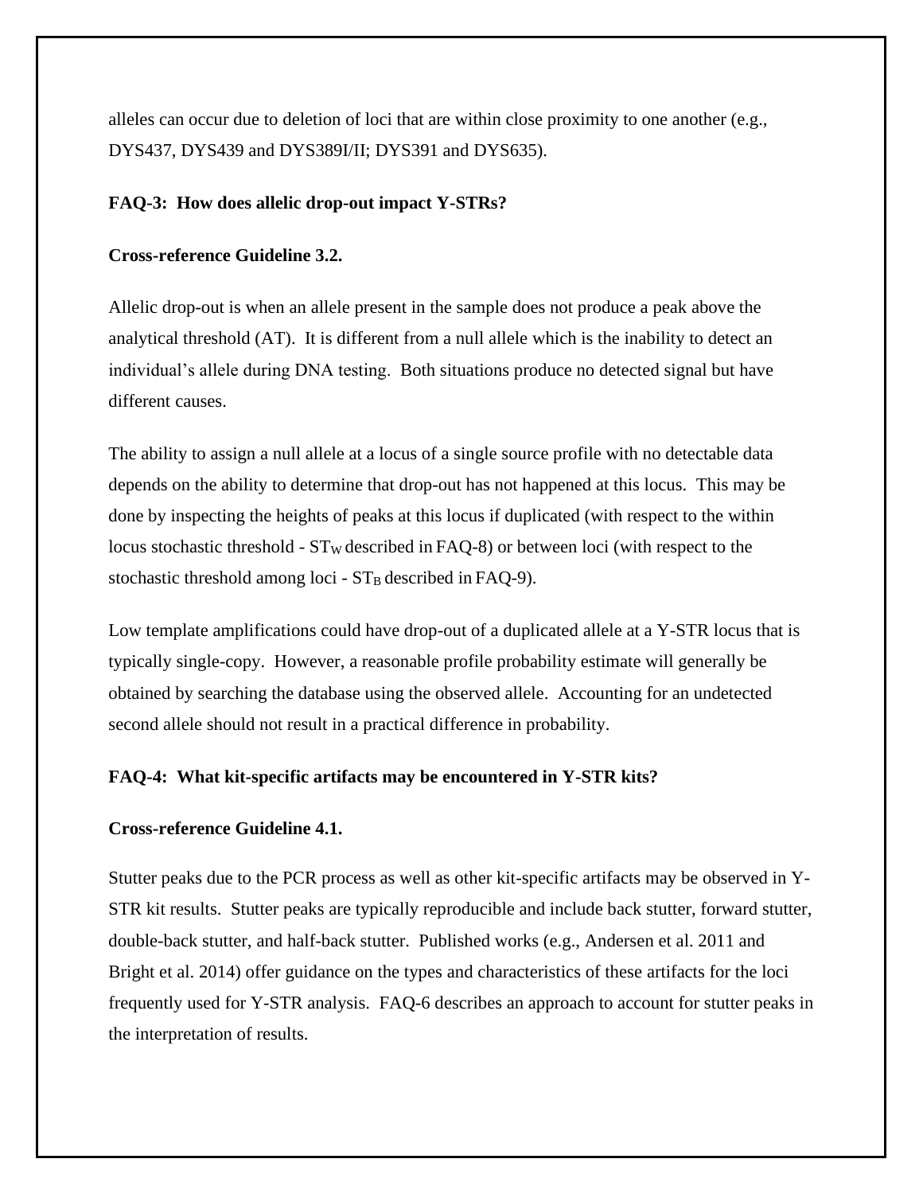alleles can occur due to deletion of loci that are within close proximity to one another (e.g., DYS437, DYS439 and DYS389I/II; DYS391 and DYS635).

**FAQ-3: How does allelic drop-out impact Y-STRs?**

**Cross-reference Guideline 3.2.**

Allelic drop-out is when an allele present in the sample does not produce a peak above the analytical threshold (AT). It is different from a null allele which is the inability to detect an individual's allele during DNA testing. Both situations produce no detected signal but have different causes.

The ability to assign a null allele at a locus of a single source profile with no detectable data depends on the ability to determine that drop-out has not happened at this locus. This may be done by inspecting the heights of peaks at this locus if duplicated (with respect to the within locus stochastic threshold - $ST_W$ described in FAQ-8) or between loci (with respect to the stochastic threshold among loci - $ST_B$ described in FAQ-9).

Low template amplifications could have drop-out of a duplicated allele at a Y-STR locus that is typically single-copy. However, a reasonable profile probability estimate will generally be obtained by searching the database using the observed allele. Accounting for an undetected second allele should not result in a practical difference in probability.

**FAQ-4: What kit-specific artifacts may be encountered in Y-STR kits?**

**Cross-reference Guideline 4.1.**

Stutter peaks due to the PCR process as well as other kit-specific artifacts may be observed in Y-STR kit results. Stutter peaks are typically reproducible and include back stutter, forward stutter, double-back stutter, and half-back stutter. Published works (e.g., Andersen et al. 2011 and Bright et al. 2014) offer guidance on the types and characteristics of these artifacts for the loci frequently used for Y-STR analysis. FAQ-6 describes an approach to account for stutter peaks in the interpretation of results.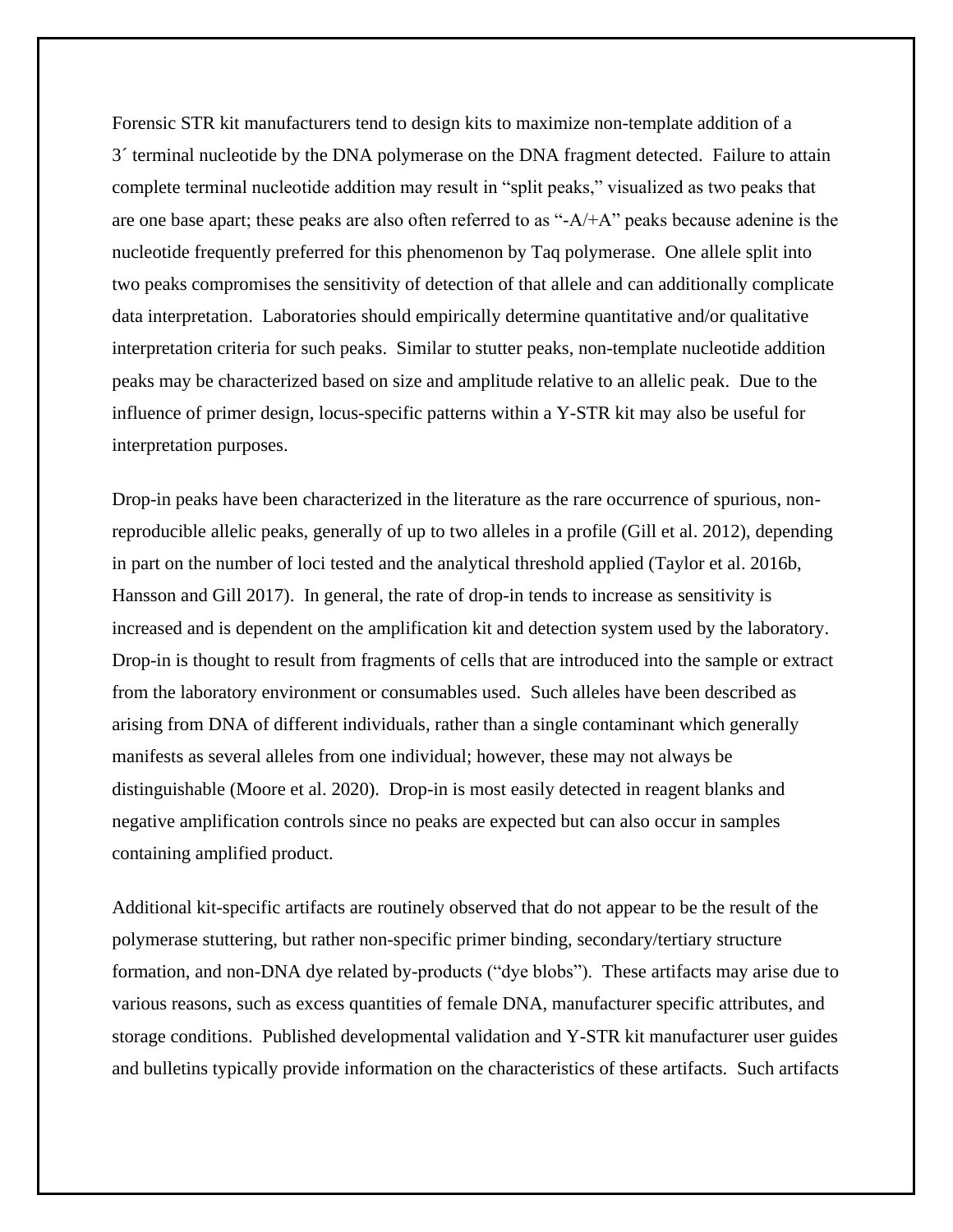Forensic STR kit manufacturers tend to design kits to maximize non-template addition of a 3´ terminal nucleotide by the DNA polymerase on the DNA fragment detected. Failure to attain complete terminal nucleotide addition may result in "split peaks," visualized as two peaks that are one base apart; these peaks are also often referred to as "-A/+A" peaks because adenine is the nucleotide frequently preferred for this phenomenon by Taq polymerase. One allele split into two peaks compromises the sensitivity of detection of that allele and can additionally complicate data interpretation. Laboratories should empirically determine quantitative and/or qualitative interpretation criteria for such peaks. Similar to stutter peaks, non-template nucleotide addition peaks may be characterized based on size and amplitude relative to an allelic peak. Due to the influence of primer design, locus-specific patterns within a Y-STR kit may also be useful for interpretation purposes.

Drop-in peaks have been characterized in the literature as the rare occurrence of spurious, non-reproducible allelic peaks, generally of up to two alleles in a profile (Gill et al. 2012), depending in part on the number of loci tested and the analytical threshold applied (Taylor et al. 2016b, Hansson and Gill 2017). In general, the rate of drop-in tends to increase as sensitivity is increased and is dependent on the amplification kit and detection system used by the laboratory. Drop-in is thought to result from fragments of cells that are introduced into the sample or extract from the laboratory environment or consumables used. Such alleles have been described as arising from DNA of different individuals, rather than a single contaminant which generally manifests as several alleles from one individual; however, these may not always be distinguishable (Moore et al. 2020). Drop-in is most easily detected in reagent blanks and negative amplification controls since no peaks are expected but can also occur in samples containing amplified product.

Additional kit-specific artifacts are routinely observed that do not appear to be the result of the polymerase stuttering, but rather non-specific primer binding, secondary/tertiary structure formation, and non-DNA dye related by-products ("dye blobs"). These artifacts may arise due to various reasons, such as excess quantities of female DNA, manufacturer specific attributes, and storage conditions. Published developmental validation and Y-STR kit manufacturer user guides and bulletins typically provide information on the characteristics of these artifacts. Such artifacts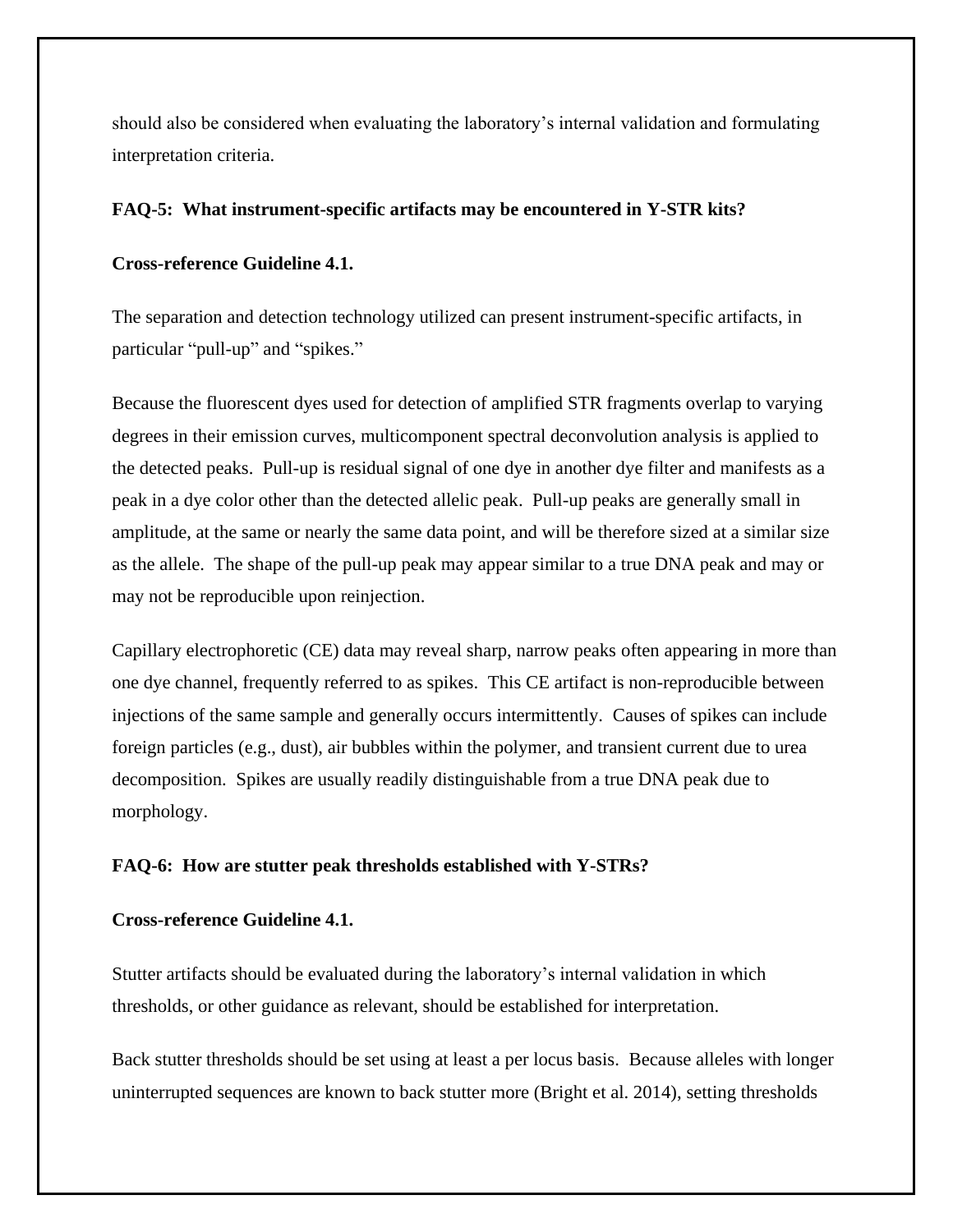should also be considered when evaluating the laboratory's internal validation and formulating interpretation criteria.

**FAQ-5: What instrument-specific artifacts may be encountered in Y-STR kits?**

**Cross-reference Guideline 4.1.**

The separation and detection technology utilized can present instrument-specific artifacts, in particular "pull-up" and "spikes."

Because the fluorescent dyes used for detection of amplified STR fragments overlap to varying degrees in their emission curves, multicomponent spectral deconvolution analysis is applied to the detected peaks. Pull-up is residual signal of one dye in another dye filter and manifests as a peak in a dye color other than the detected allelic peak. Pull-up peaks are generally small in amplitude, at the same or nearly the same data point, and will be therefore sized at a similar size as the allele. The shape of the pull-up peak may appear similar to a true DNA peak and may or may not be reproducible upon reinjection.

Capillary electrophoretic (CE) data may reveal sharp, narrow peaks often appearing in more than one dye channel, frequently referred to as spikes. This CE artifact is non-reproducible between injections of the same sample and generally occurs intermittently. Causes of spikes can include foreign particles (e.g., dust), air bubbles within the polymer, and transient current due to urea decomposition. Spikes are usually readily distinguishable from a true DNA peak due to morphology.

**FAQ-6: How are stutter peak thresholds established with Y-STRs?**

**Cross-reference Guideline 4.1.**

Stutter artifacts should be evaluated during the laboratory's internal validation in which thresholds, or other guidance as relevant, should be established for interpretation.

Back stutter thresholds should be set using at least a per locus basis. Because alleles with longer uninterrupted sequences are known to back stutter more (Bright et al. 2014), setting thresholds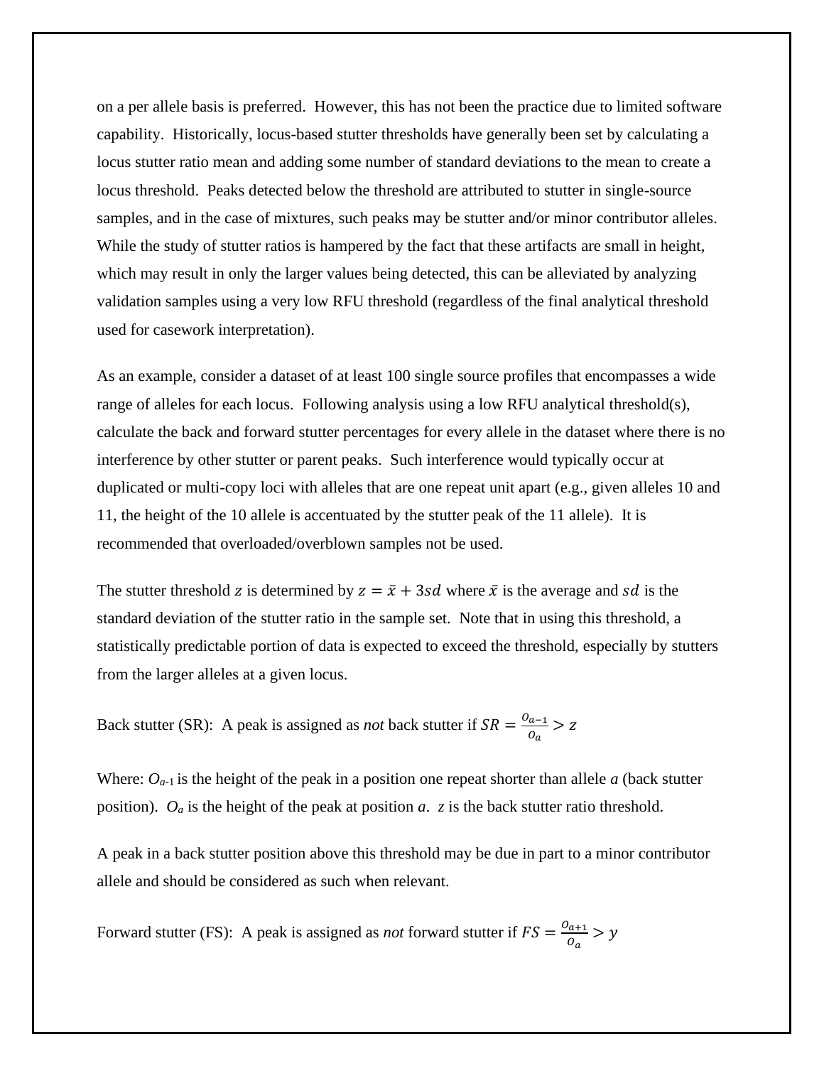on a per allele basis is preferred. However, this has not been the practice due to limited software capability. Historically, locus-based stutter thresholds have generally been set by calculating a locus stutter ratio mean and adding some number of standard deviations to the mean to create a locus threshold. Peaks detected below the threshold are attributed to stutter in single-source samples, and in the case of mixtures, such peaks may be stutter and/or minor contributor alleles. While the study of stutter ratios is hampered by the fact that these artifacts are small in height, which may result in only the larger values being detected, this can be alleviated by analyzing validation samples using a very low RFU threshold (regardless of the final analytical threshold used for casework interpretation).

As an example, consider a dataset of at least 100 single source profiles that encompasses a wide range of alleles for each locus. Following analysis using a low RFU analytical threshold(s), calculate the back and forward stutter percentages for every allele in the dataset where there is no interference by other stutter or parent peaks. Such interference would typically occur at duplicated or multi-copy loci with alleles that are one repeat unit apart (e.g., given alleles 10 and 11, the height of the 10 allele is accentuated by the stutter peak of the 11 allele). It is recommended that overloaded/overblown samples not be used.

The stutter threshold $z$ is determined by $z = \bar{x} + 3sd$ where $\bar{x}$ is the average and $sd$ is the standard deviation of the stutter ratio in the sample set. Note that in using this threshold, a statistically predictable portion of data is expected to exceed the threshold, especially by stutters from the larger alleles at a given locus.

Back stutter (SR): A peak is assigned as *not* back stutter if $SR = \frac{O_{a-1}}{O_a} > z$

Where: $O_{a-1}$ is the height of the peak in a position one repeat shorter than allele $a$ (back stutter position). $O_a$ is the height of the peak at position $a$. $z$ is the back stutter ratio threshold.

A peak in a back stutter position above this threshold may be due in part to a minor contributor allele and should be considered as such when relevant.

Forward stutter (FS): A peak is assigned as *not* forward stutter if $FS = \frac{O_{a+1}}{O_a} > y$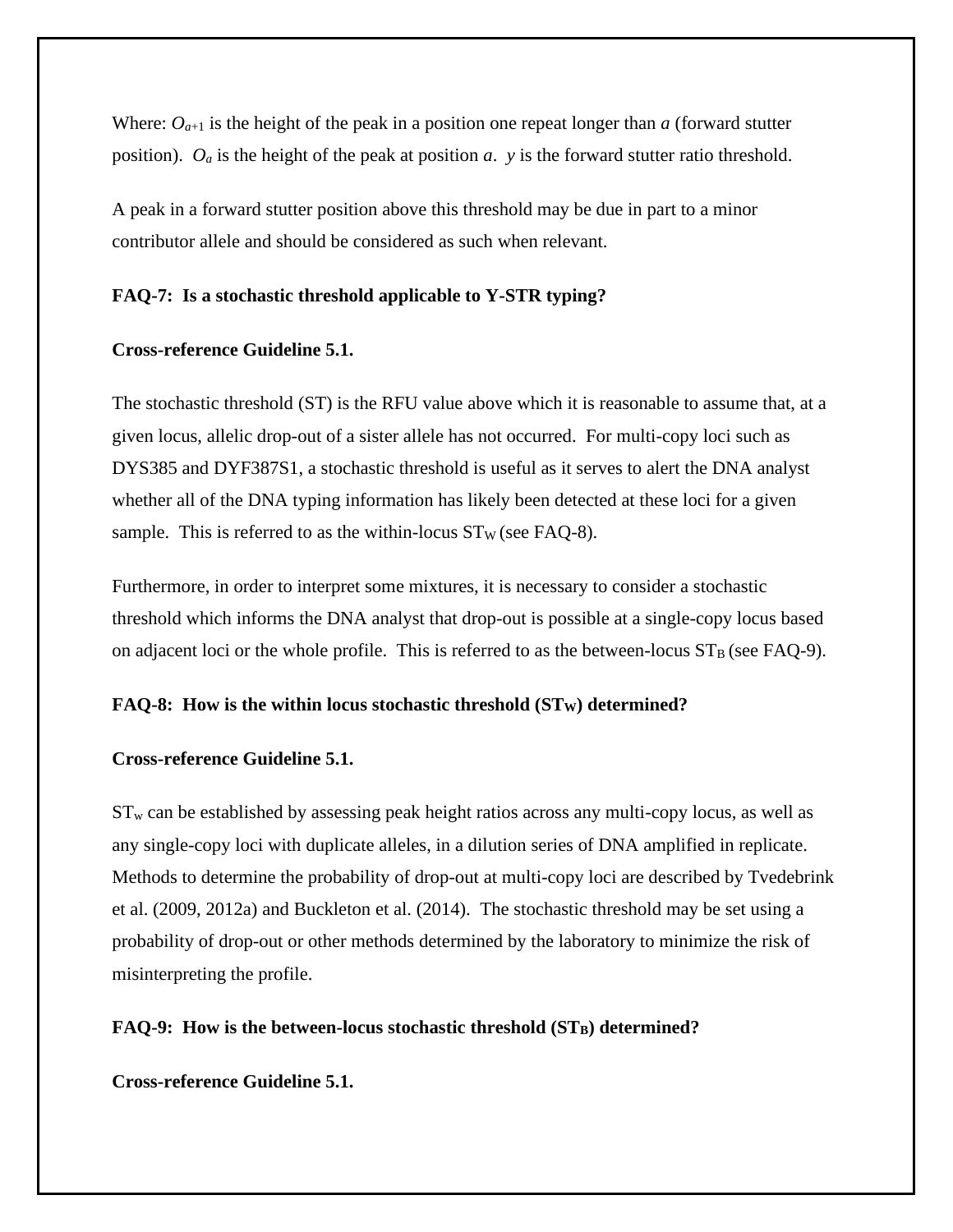Where: $O_{a+1}$ is the height of the peak in a position one repeat longer than $a$ (forward stutter position). $O_a$ is the height of the peak at position $a$. $y$ is the forward stutter ratio threshold.

A peak in a forward stutter position above this threshold may be due in part to a minor contributor allele and should be considered as such when relevant.

**FAQ-7: Is a stochastic threshold applicable to Y-STR typing?**

**Cross-reference Guideline 5.1.**

The stochastic threshold (ST) is the RFU value above which it is reasonable to assume that, at a given locus, allelic drop-out of a sister allele has not occurred. For multi-copy loci such as DYS385 and DYF387S1, a stochastic threshold is useful as it serves to alert the DNA analyst whether all of the DNA typing information has likely been detected at these loci for a given sample. This is referred to as the within-locus $ST_W$ (see FAQ-8).

Furthermore, in order to interpret some mixtures, it is necessary to consider a stochastic threshold which informs the DNA analyst that drop-out is possible at a single-copy locus based on adjacent loci or the whole profile. This is referred to as the between-locus $ST_B$ (see FAQ-9).

**FAQ-8: How is the within locus stochastic threshold ($ST_W$) determined?**

**Cross-reference Guideline 5.1.**

$ST_w$ can be established by assessing peak height ratios across any multi-copy locus, as well as any single-copy loci with duplicate alleles, in a dilution series of DNA amplified in replicate. Methods to determine the probability of drop-out at multi-copy loci are described by Tvedebrink et al. (2009, 2012a) and Buckleton et al. (2014). The stochastic threshold may be set using a probability of drop-out or other methods determined by the laboratory to minimize the risk of misinterpreting the profile.

**FAQ-9: How is the between-locus stochastic threshold ($ST_B$) determined?**

**Cross-reference Guideline 5.1.**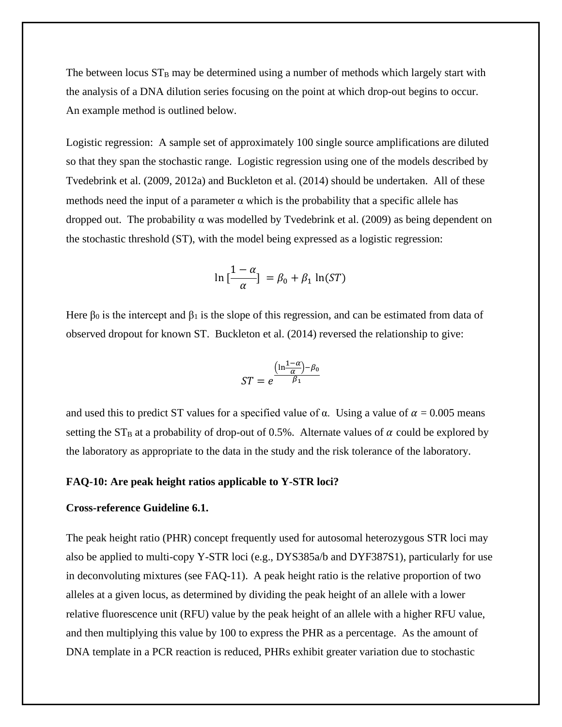The between locus $ST_B$ may be determined using a number of methods which largely start with the analysis of a DNA dilution series focusing on the point at which drop-out begins to occur. An example method is outlined below.

Logistic regression: A sample set of approximately 100 single source amplifications are diluted so that they span the stochastic range. Logistic regression using one of the models described by Tvedebrink et al. (2009, 2012a) and Buckleton et al. (2014) should be undertaken. All of these methods need the input of a parameter α which is the probability that a specific allele has dropped out. The probability α was modelled by Tvedebrink et al. (2009) as being dependent on the stochastic threshold (ST), with the model being expressed as a logistic regression:

$$\ln\left[\frac{1-\alpha}{\alpha}\right] = \beta_0 + \beta_1 \ln(ST)$$

Here $\beta_0$ is the intercept and $\beta_1$ is the slope of this regression, and can be estimated from data of observed dropout for known ST. Buckleton et al. (2014) reversed the relationship to give:

$$ST = e^{\frac{\left(\ln\frac{1-\alpha}{\alpha}\right)-\beta_0}{\beta_1}}$$

and used this to predict ST values for a specified value of α. Using a value of $\alpha = 0.005$ means setting the $ST_B$ at a probability of drop-out of 0.5%. Alternate values of $\alpha$ could be explored by the laboratory as appropriate to the data in the study and the risk tolerance of the laboratory.

**FAQ-10: Are peak height ratios applicable to Y-STR loci?**

**Cross-reference Guideline 6.1.**

The peak height ratio (PHR) concept frequently used for autosomal heterozygous STR loci may also be applied to multi-copy Y-STR loci (e.g., DYS385a/b and DYF387S1), particularly for use in deconvoluting mixtures (see FAQ-11). A peak height ratio is the relative proportion of two alleles at a given locus, as determined by dividing the peak height of an allele with a lower relative fluorescence unit (RFU) value by the peak height of an allele with a higher RFU value, and then multiplying this value by 100 to express the PHR as a percentage. As the amount of DNA template in a PCR reaction is reduced, PHRs exhibit greater variation due to stochastic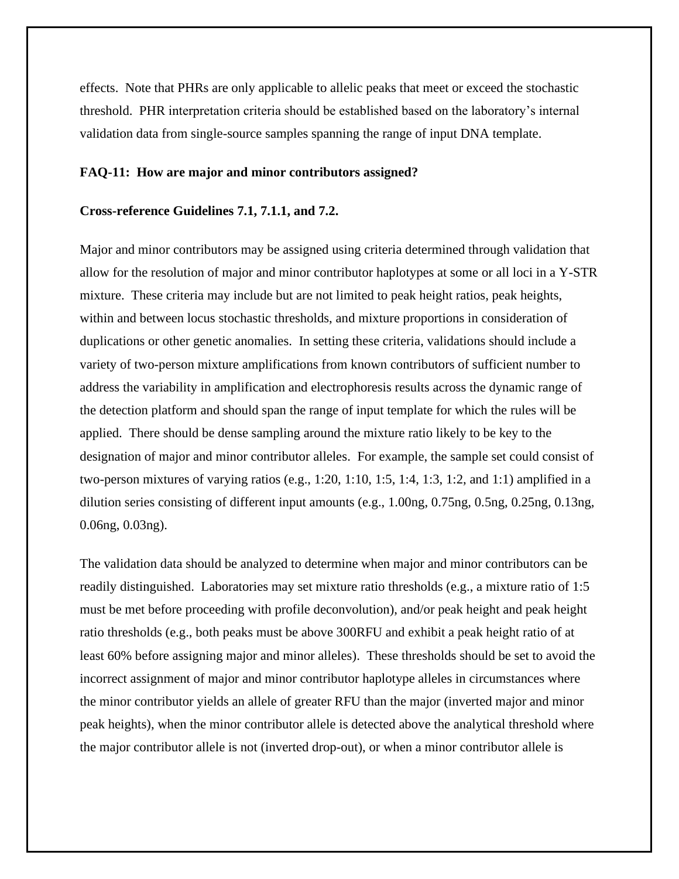effects. Note that PHRs are only applicable to allelic peaks that meet or exceed the stochastic threshold. PHR interpretation criteria should be established based on the laboratory's internal validation data from single-source samples spanning the range of input DNA template.

**FAQ-11: How are major and minor contributors assigned?**

**Cross-reference Guidelines 7.1, 7.1.1, and 7.2.**

Major and minor contributors may be assigned using criteria determined through validation that allow for the resolution of major and minor contributor haplotypes at some or all loci in a Y-STR mixture. These criteria may include but are not limited to peak height ratios, peak heights, within and between locus stochastic thresholds, and mixture proportions in consideration of duplications or other genetic anomalies. In setting these criteria, validations should include a variety of two-person mixture amplifications from known contributors of sufficient number to address the variability in amplification and electrophoresis results across the dynamic range of the detection platform and should span the range of input template for which the rules will be applied. There should be dense sampling around the mixture ratio likely to be key to the designation of major and minor contributor alleles. For example, the sample set could consist of two-person mixtures of varying ratios (e.g., 1:20, 1:10, 1:5, 1:4, 1:3, 1:2, and 1:1) amplified in a dilution series consisting of different input amounts (e.g., 1.00ng, 0.75ng, 0.5ng, 0.25ng, 0.13ng, 0.06ng, 0.03ng).

The validation data should be analyzed to determine when major and minor contributors can be readily distinguished. Laboratories may set mixture ratio thresholds (e.g., a mixture ratio of 1:5 must be met before proceeding with profile deconvolution), and/or peak height and peak height ratio thresholds (e.g., both peaks must be above 300RFU and exhibit a peak height ratio of at least 60% before assigning major and minor alleles). These thresholds should be set to avoid the incorrect assignment of major and minor contributor haplotype alleles in circumstances where the minor contributor yields an allele of greater RFU than the major (inverted major and minor peak heights), when the minor contributor allele is detected above the analytical threshold where the major contributor allele is not (inverted drop-out), or when a minor contributor allele is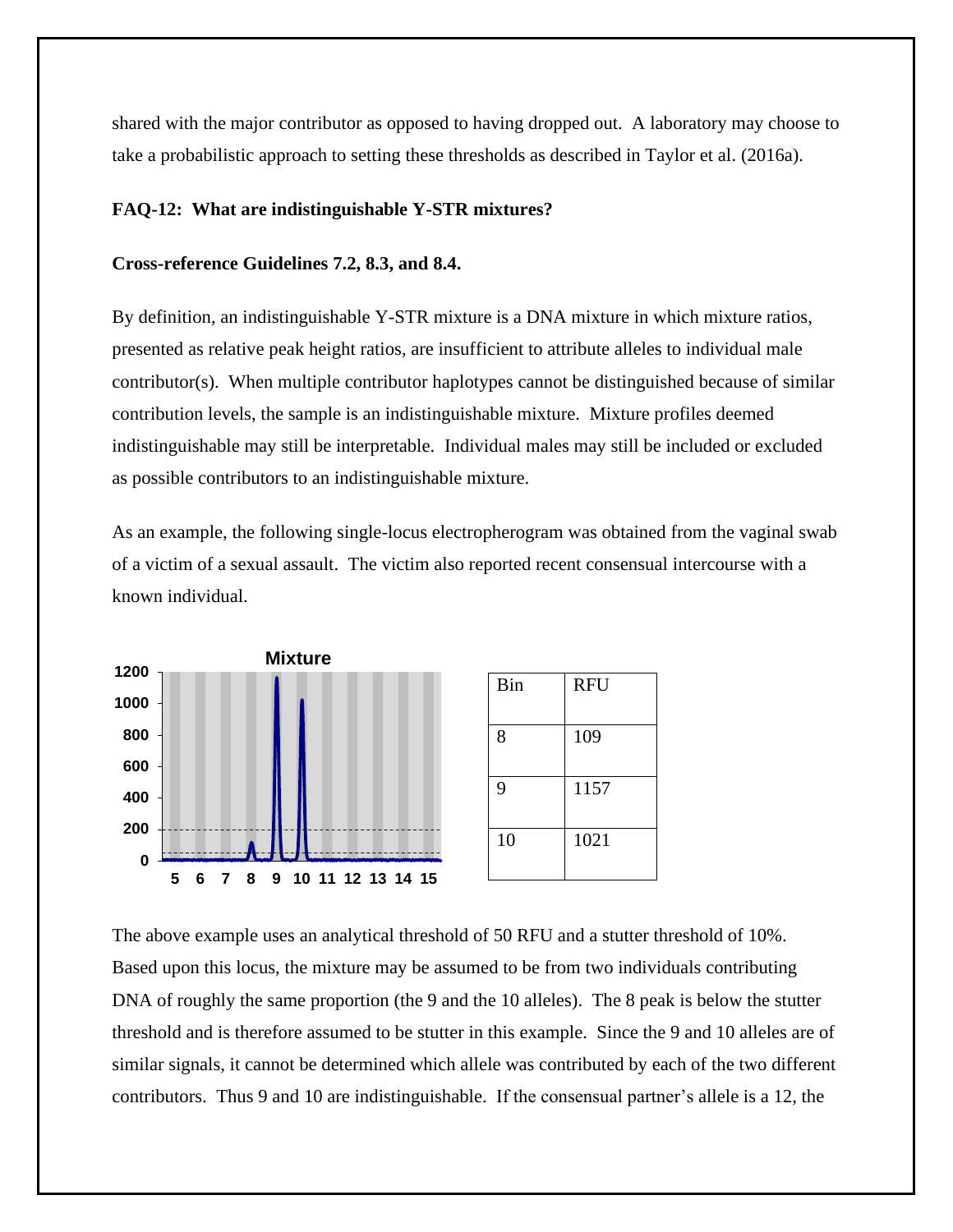shared with the major contributor as opposed to having dropped out. A laboratory may choose to take a probabilistic approach to setting these thresholds as described in Taylor et al. (2016a).

**FAQ-12: What are indistinguishable Y-STR mixtures?**

**Cross-reference Guidelines 7.2, 8.3, and 8.4.**

By definition, an indistinguishable Y-STR mixture is a DNA mixture in which mixture ratios, presented as relative peak height ratios, are insufficient to attribute alleles to individual male contributor(s). When multiple contributor haplotypes cannot be distinguished because of similar contribution levels, the sample is an indistinguishable mixture. Mixture profiles deemed indistinguishable may still be interpretable. Individual males may still be included or excluded as possible contributors to an indistinguishable mixture.

As an example, the following single-locus electropherogram was obtained from the vaginal swab of a victim of a sexual assault. The victim also reported recent consensual intercourse with a known individual.

| Bin | RFU |
|---|---|
| 8 | 109 |
| 9 | 1157 |
| 10 | 1021 |

The above example uses an analytical threshold of 50 RFU and a stutter threshold of 10%. Based upon this locus, the mixture may be assumed to be from two individuals contributing DNA of roughly the same proportion (the 9 and the 10 alleles). The 8 peak is below the stutter threshold and is therefore assumed to be stutter in this example. Since the 9 and 10 alleles are of similar signals, it cannot be determined which allele was contributed by each of the two different contributors. Thus 9 and 10 are indistinguishable. If the consensual partner's allele is a 12, the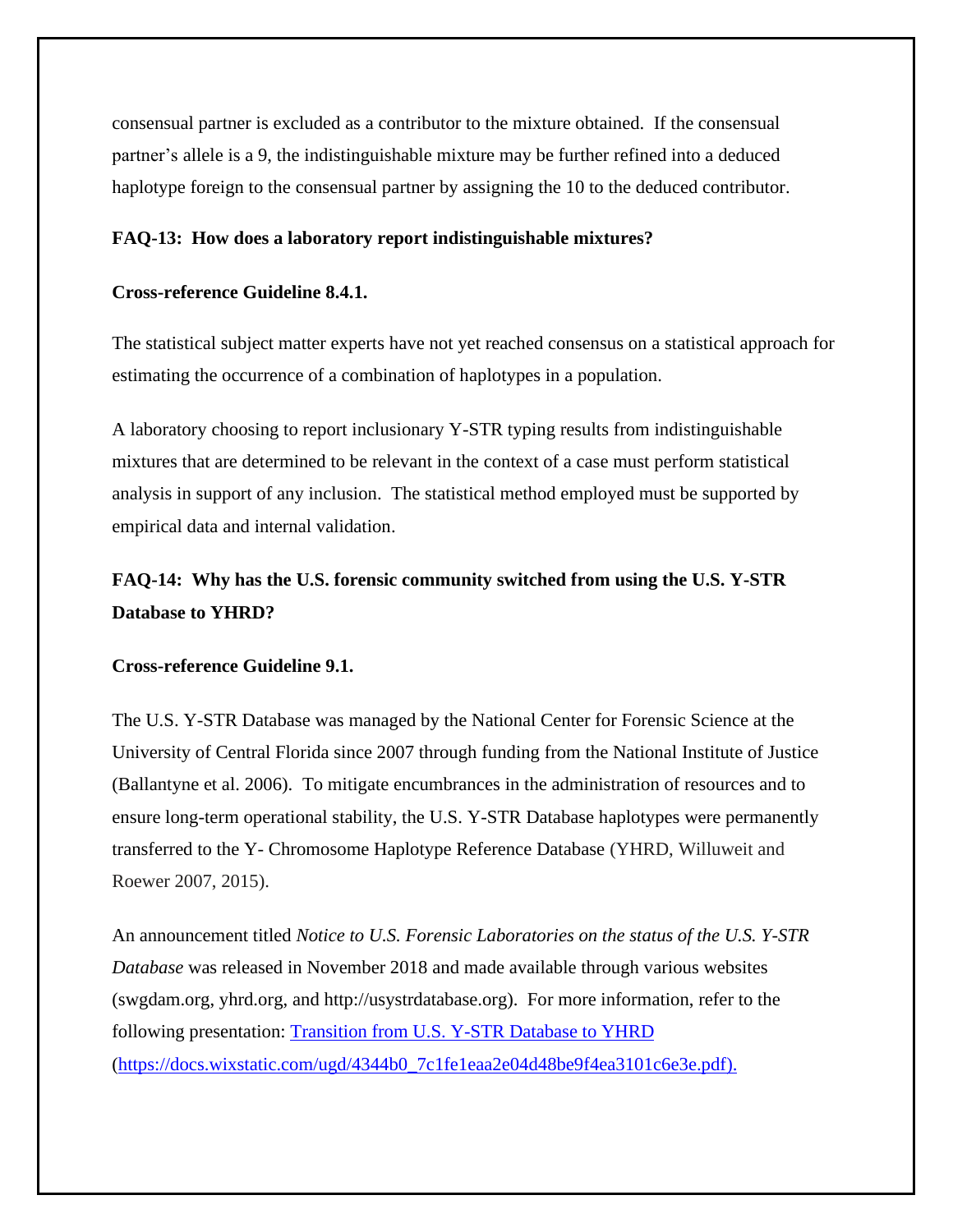consensual partner is excluded as a contributor to the mixture obtained. If the consensual partner's allele is a 9, the indistinguishable mixture may be further refined into a deduced haplotype foreign to the consensual partner by assigning the 10 to the deduced contributor.

**FAQ-13: How does a laboratory report indistinguishable mixtures?**

**Cross-reference Guideline 8.4.1.**

The statistical subject matter experts have not yet reached consensus on a statistical approach for estimating the occurrence of a combination of haplotypes in a population.

A laboratory choosing to report inclusionary Y-STR typing results from indistinguishable mixtures that are determined to be relevant in the context of a case must perform statistical analysis in support of any inclusion. The statistical method employed must be supported by empirical data and internal validation.

**FAQ-14: Why has the U.S. forensic community switched from using the U.S. Y-STR Database to YHRD?**

**Cross-reference Guideline 9.1.**

The U.S. Y-STR Database was managed by the National Center for Forensic Science at the University of Central Florida since 2007 through funding from the National Institute of Justice (Ballantyne et al. 2006). To mitigate encumbrances in the administration of resources and to ensure long-term operational stability, the U.S. Y-STR Database haplotypes were permanently transferred to the Y- Chromosome Haplotype Reference Database (YHRD, Willuweit and Roewer 2007, 2015).

An announcement titled *Notice to U.S. Forensic Laboratories on the status of the U.S. Y-STR Database* was released in November 2018 and made available through various websites (swgdam.org, yhrd.org, and http://usystrdatabase.org). For more information, refer to the following presentation: [Transition from U.S. Y-STR Database to YHRD](https://docs.wixstatic.com/ugd/4344b0_7c1fe1eaa2e04d48be9f4ea3101c6e3e.pdf) (https://docs.wixstatic.com/ugd/4344b0_7c1fe1eaa2e04d48be9f4ea3101c6e3e.pdf).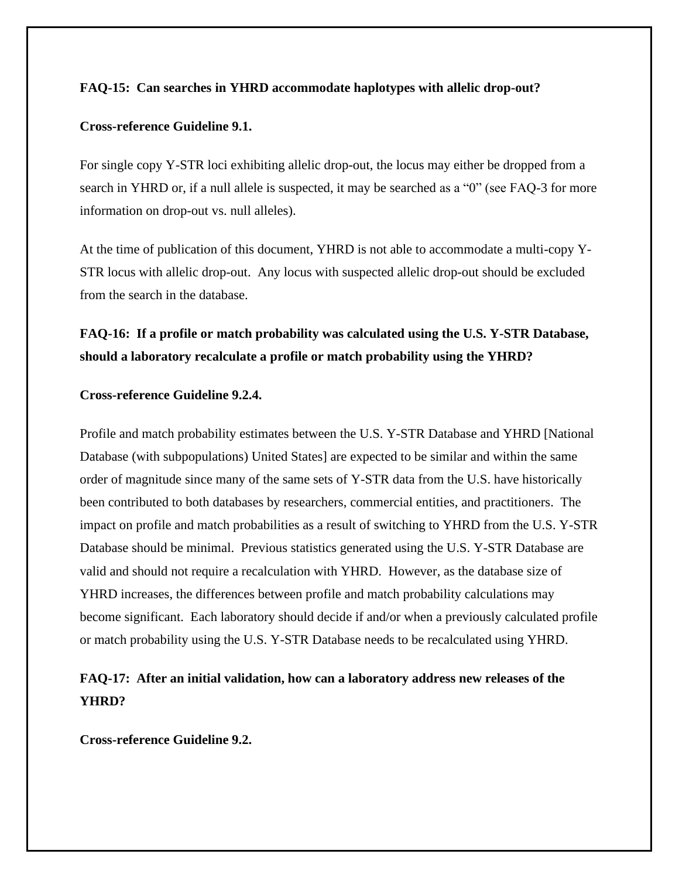**FAQ-15: Can searches in YHRD accommodate haplotypes with allelic drop-out?**

**Cross-reference Guideline 9.1.**

For single copy Y-STR loci exhibiting allelic drop-out, the locus may either be dropped from a search in YHRD or, if a null allele is suspected, it may be searched as a "0" (see FAQ-3 for more information on drop-out vs. null alleles).

At the time of publication of this document, YHRD is not able to accommodate a multi-copy Y-STR locus with allelic drop-out. Any locus with suspected allelic drop-out should be excluded from the search in the database.

**FAQ-16: If a profile or match probability was calculated using the U.S. Y-STR Database, should a laboratory recalculate a profile or match probability using the YHRD?**

**Cross-reference Guideline 9.2.4.**

Profile and match probability estimates between the U.S. Y-STR Database and YHRD [National Database (with subpopulations) United States] are expected to be similar and within the same order of magnitude since many of the same sets of Y-STR data from the U.S. have historically been contributed to both databases by researchers, commercial entities, and practitioners. The impact on profile and match probabilities as a result of switching to YHRD from the U.S. Y-STR Database should be minimal. Previous statistics generated using the U.S. Y-STR Database are valid and should not require a recalculation with YHRD. However, as the database size of YHRD increases, the differences between profile and match probability calculations may become significant. Each laboratory should decide if and/or when a previously calculated profile or match probability using the U.S. Y-STR Database needs to be recalculated using YHRD.

**FAQ-17: After an initial validation, how can a laboratory address new releases of the YHRD?**

**Cross-reference Guideline 9.2.**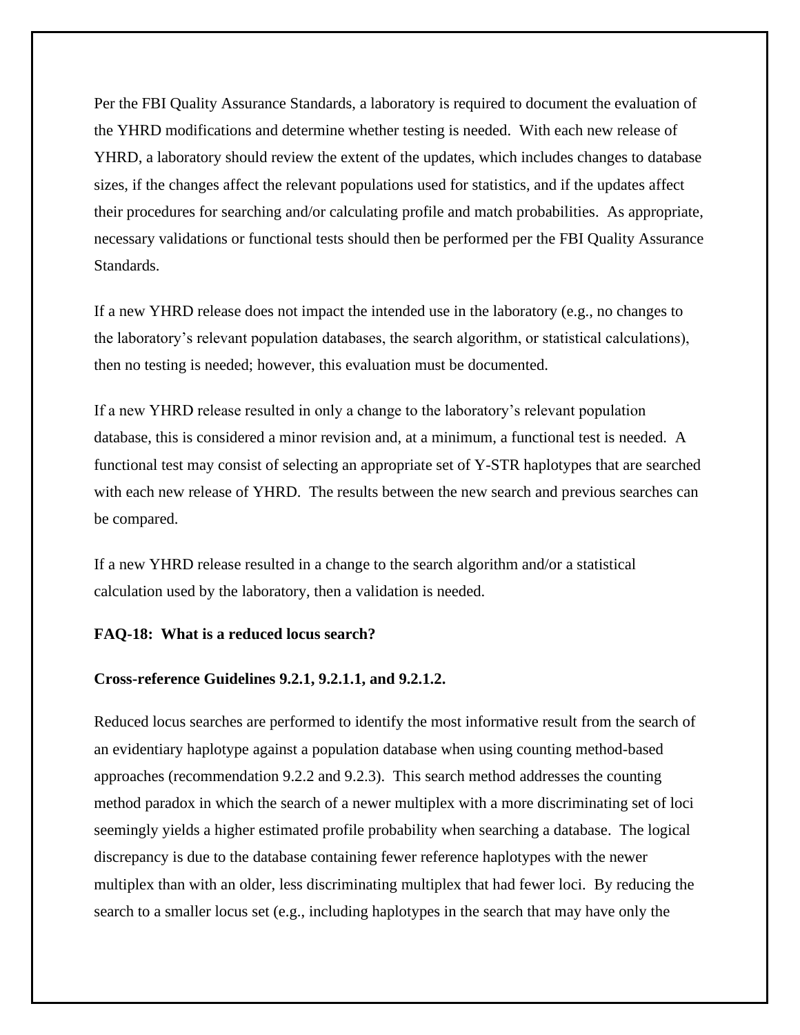Per the FBI Quality Assurance Standards, a laboratory is required to document the evaluation of the YHRD modifications and determine whether testing is needed. With each new release of YHRD, a laboratory should review the extent of the updates, which includes changes to database sizes, if the changes affect the relevant populations used for statistics, and if the updates affect their procedures for searching and/or calculating profile and match probabilities. As appropriate, necessary validations or functional tests should then be performed per the FBI Quality Assurance Standards.

If a new YHRD release does not impact the intended use in the laboratory (e.g., no changes to the laboratory's relevant population databases, the search algorithm, or statistical calculations), then no testing is needed; however, this evaluation must be documented.

If a new YHRD release resulted in only a change to the laboratory's relevant population database, this is considered a minor revision and, at a minimum, a functional test is needed. A functional test may consist of selecting an appropriate set of Y-STR haplotypes that are searched with each new release of YHRD. The results between the new search and previous searches can be compared.

If a new YHRD release resulted in a change to the search algorithm and/or a statistical calculation used by the laboratory, then a validation is needed.

**FAQ-18: What is a reduced locus search?**

**Cross-reference Guidelines 9.2.1, 9.2.1.1, and 9.2.1.2.**

Reduced locus searches are performed to identify the most informative result from the search of an evidentiary haplotype against a population database when using counting method-based approaches (recommendation 9.2.2 and 9.2.3). This search method addresses the counting method paradox in which the search of a newer multiplex with a more discriminating set of loci seemingly yields a higher estimated profile probability when searching a database. The logical discrepancy is due to the database containing fewer reference haplotypes with the newer multiplex than with an older, less discriminating multiplex that had fewer loci. By reducing the search to a smaller locus set (e.g., including haplotypes in the search that may have only the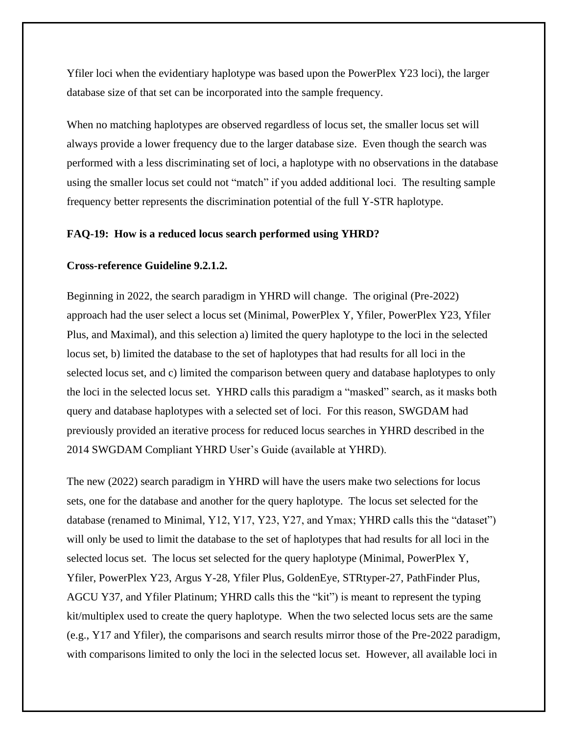Yfiler loci when the evidentiary haplotype was based upon the PowerPlex Y23 loci), the larger database size of that set can be incorporated into the sample frequency.

When no matching haplotypes are observed regardless of locus set, the smaller locus set will always provide a lower frequency due to the larger database size. Even though the search was performed with a less discriminating set of loci, a haplotype with no observations in the database using the smaller locus set could not "match" if you added additional loci. The resulting sample frequency better represents the discrimination potential of the full Y-STR haplotype.

**FAQ-19: How is a reduced locus search performed using YHRD?**

**Cross-reference Guideline 9.2.1.2.**

Beginning in 2022, the search paradigm in YHRD will change. The original (Pre-2022) approach had the user select a locus set (Minimal, PowerPlex Y, Yfiler, PowerPlex Y23, Yfiler Plus, and Maximal), and this selection a) limited the query haplotype to the loci in the selected locus set, b) limited the database to the set of haplotypes that had results for all loci in the selected locus set, and c) limited the comparison between query and database haplotypes to only the loci in the selected locus set. YHRD calls this paradigm a "masked" search, as it masks both query and database haplotypes with a selected set of loci. For this reason, SWGDAM had previously provided an iterative process for reduced locus searches in YHRD described in the 2014 SWGDAM Compliant YHRD User's Guide (available at YHRD).

The new (2022) search paradigm in YHRD will have the users make two selections for locus sets, one for the database and another for the query haplotype. The locus set selected for the database (renamed to Minimal, Y12, Y17, Y23, Y27, and Ymax; YHRD calls this the "dataset") will only be used to limit the database to the set of haplotypes that had results for all loci in the selected locus set. The locus set selected for the query haplotype (Minimal, PowerPlex Y, Yfiler, PowerPlex Y23, Argus Y-28, Yfiler Plus, GoldenEye, STRtyper-27, PathFinder Plus, AGCU Y37, and Yfiler Platinum; YHRD calls this the "kit") is meant to represent the typing kit/multiplex used to create the query haplotype. When the two selected locus sets are the same (e.g., Y17 and Yfiler), the comparisons and search results mirror those of the Pre-2022 paradigm, with comparisons limited to only the loci in the selected locus set. However, all available loci in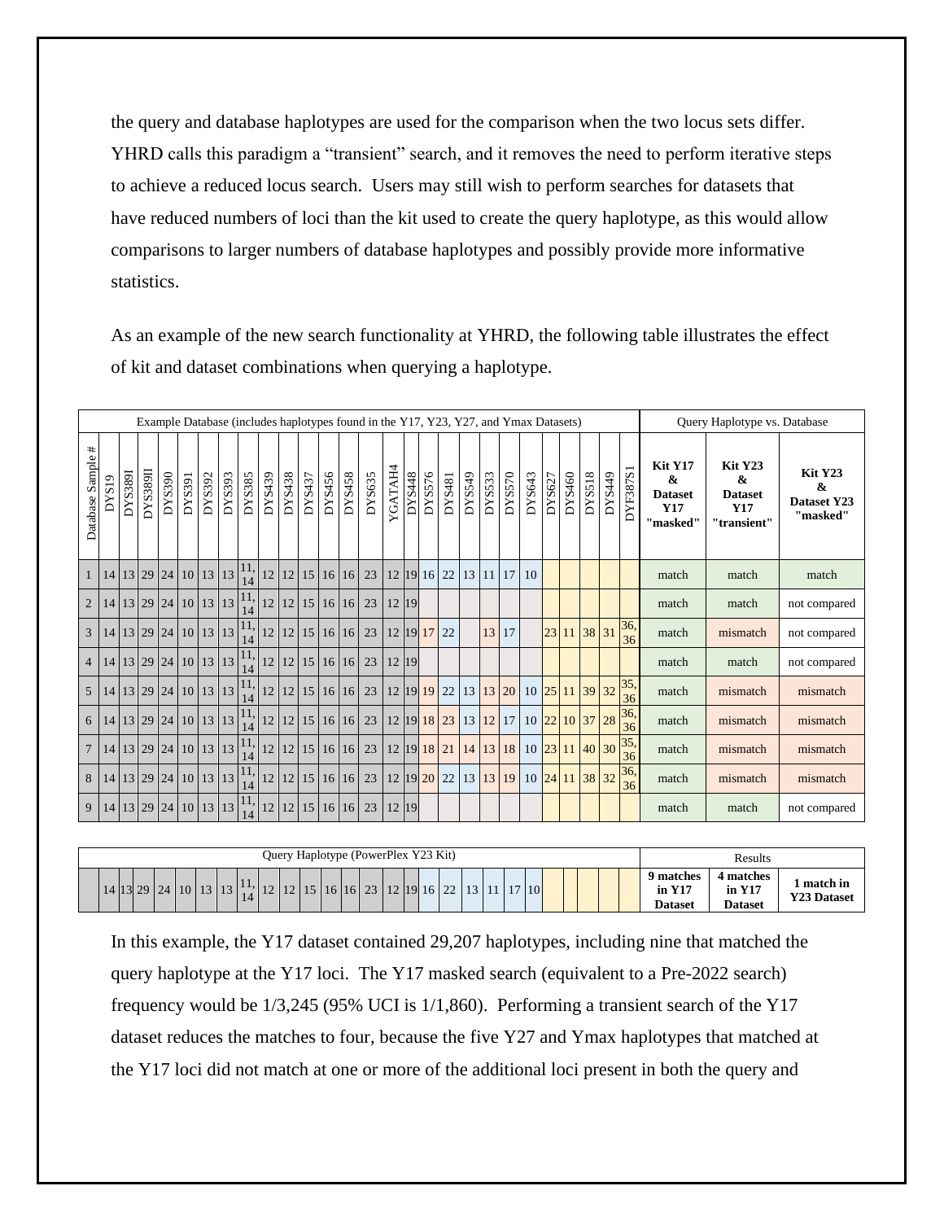the query and database haplotypes are used for the comparison when the two locus sets differ. YHRD calls this paradigm a "transient" search, and it removes the need to perform iterative steps to achieve a reduced locus search. Users may still wish to perform searches for datasets that have reduced numbers of loci than the kit used to create the query haplotype, as this would allow comparisons to larger numbers of database haplotypes and possibly provide more informative statistics.

As an example of the new search functionality at YHRD, the following table illustrates the effect of kit and dataset combinations when querying a haplotype.

| Example Database (includes haplotypes found in the Y17, Y23, Y27, and Ymax Datasets) | | | | | | | | | | | | | | | | | | | | | | | | | | | | Query Haplotype vs. Database | | |
|---|---|---|---|---|---|---|---|---|---|---|---|---|---|---|---|---|---|---|---|---|---|---|---|---|---|---|---|---|---|---|
| Database Sample # | DYS19 | DYS389I | DYS389II | DYS390 | DYS391 | DYS392 | DYS393 | DYS385 | DYS439 | DYS438 | DYS437 | DYS456 | DYS458 | DYS635 | YGATAH4 | DYS448 | DYS576 | DYS481 | DYS549 | DYS533 | DYS570 | DYS643 | DYS627 | DYS460 | DYS518 | DYS449 | DYF387S1 | **Kit Y17 & Dataset Y17 "masked"** | **Kit Y23 & Dataset Y17 "transient"** | **Kit Y23 & Dataset Y23 "masked"** |
| 1 | 14 | 13 | 29 | 24 | 10 | 13 | 13 | 11, 14 | 12 | 12 | 15 | 16 | 16 | 23 | 12 | 19 | 16 | 22 | 13 | 11 | 17 | 10 | | | | | | match | match | match |
| 2 | 14 | 13 | 29 | 24 | 10 | 13 | 13 | 11, 14 | 12 | 12 | 15 | 16 | 16 | 23 | 12 | 19 | | | | | | | | | | | | match | match | not compared |
| 3 | 14 | 13 | 29 | 24 | 10 | 13 | 13 | 11, 14 | 12 | 12 | 15 | 16 | 16 | 23 | 12 | 19 | 17 | 22 | | 13 | 17 | | 23 | 11 | 38 | 31 | 36, 36 | match | mismatch | not compared |
| 4 | 14 | 13 | 29 | 24 | 10 | 13 | 13 | 11, 14 | 12 | 12 | 15 | 16 | 16 | 23 | 12 | 19 | | | | | | | | | | | | match | match | not compared |
| 5 | 14 | 13 | 29 | 24 | 10 | 13 | 13 | 11, 14 | 12 | 12 | 15 | 16 | 16 | 23 | 12 | 19 | 19 | 22 | 13 | 13 | 20 | 10 | 25 | 11 | 39 | 32 | 35, 36 | match | mismatch | mismatch |
| 6 | 14 | 13 | 29 | 24 | 10 | 13 | 13 | 11, 14 | 12 | 12 | 15 | 16 | 16 | 23 | 12 | 19 | 18 | 23 | 13 | 12 | 17 | 10 | 22 | 10 | 37 | 28 | 36, 36 | match | mismatch | mismatch |
| 7 | 14 | 13 | 29 | 24 | 10 | 13 | 13 | 11, 14 | 12 | 12 | 15 | 16 | 16 | 23 | 12 | 19 | 18 | 21 | 14 | 13 | 18 | 10 | 23 | 11 | 40 | 30 | 35, 36 | match | mismatch | mismatch |
| 8 | 14 | 13 | 29 | 24 | 10 | 13 | 13 | 11, 14 | 12 | 12 | 15 | 16 | 16 | 23 | 12 | 19 | 20 | 22 | 13 | 13 | 19 | 10 | 24 | 11 | 38 | 32 | 36, 36 | match | mismatch | mismatch |
| 9 | 14 | 13 | 29 | 24 | 10 | 13 | 13 | 11, 14 | 12 | 12 | 15 | 16 | 16 | 23 | 12 | 19 | | | | | | | | | | | | match | match | not compared |

| Query Haplotype (PowerPlex Y23 Kit) | | | | | | | | | | | | | | | | | | | | | | | | | | | | Results | | |
|---|---|---|---|---|---|---|---|---|---|---|---|---|---|---|---|---|---|---|---|---|---|---|---|---|---|---|---|---|---|---|
| | 14 | 13 | 29 | 24 | 10 | 13 | 13 | 11, 14 | 12 | 12 | 15 | 16 | 16 | 23 | 12 | 19 | 16 | 22 | 13 | 11 | 17 | 10 | | | | | | **9 matches in Y17 Dataset** | **4 matches in Y17 Dataset** | **1 match in Y23 Dataset** |

In this example, the Y17 dataset contained 29,207 haplotypes, including nine that matched the query haplotype at the Y17 loci. The Y17 masked search (equivalent to a Pre-2022 search) frequency would be 1/3,245 (95% UCI is 1/1,860). Performing a transient search of the Y17 dataset reduces the matches to four, because the five Y27 and Ymax haplotypes that matched at the Y17 loci did not match at one or more of the additional loci present in both the query and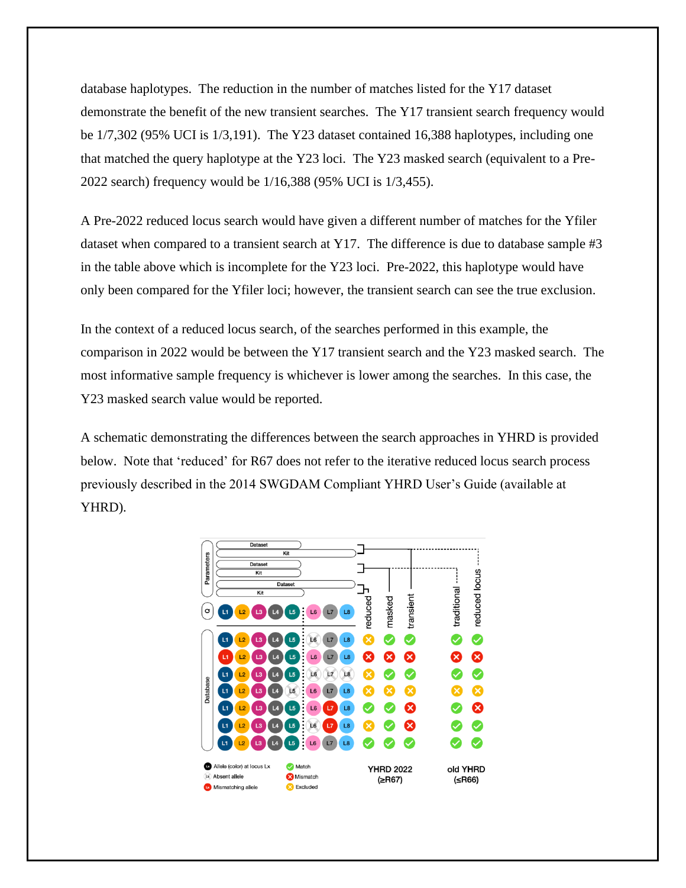database haplotypes. The reduction in the number of matches listed for the Y17 dataset demonstrate the benefit of the new transient searches. The Y17 transient search frequency would be 1/7,302 (95% UCI is 1/3,191). The Y23 dataset contained 16,388 haplotypes, including one that matched the query haplotype at the Y23 loci. The Y23 masked search (equivalent to a Pre-2022 search) frequency would be 1/16,388 (95% UCI is 1/3,455).

A Pre-2022 reduced locus search would have given a different number of matches for the Yfiler dataset when compared to a transient search at Y17. The difference is due to database sample #3 in the table above which is incomplete for the Y23 loci. Pre-2022, this haplotype would have only been compared for the Yfiler loci; however, the transient search can see the true exclusion.

In the context of a reduced locus search, of the searches performed in this example, the comparison in 2022 would be between the Y17 transient search and the Y23 masked search. The most informative sample frequency is whichever is lower among the searches. In this case, the Y23 masked search value would be reported.

A schematic demonstrating the differences between the search approaches in YHRD is provided below. Note that 'reduced' for R67 does not refer to the iterative reduced locus search process previously described in the 2014 SWGDAM Compliant YHRD User's Guide (available at YHRD).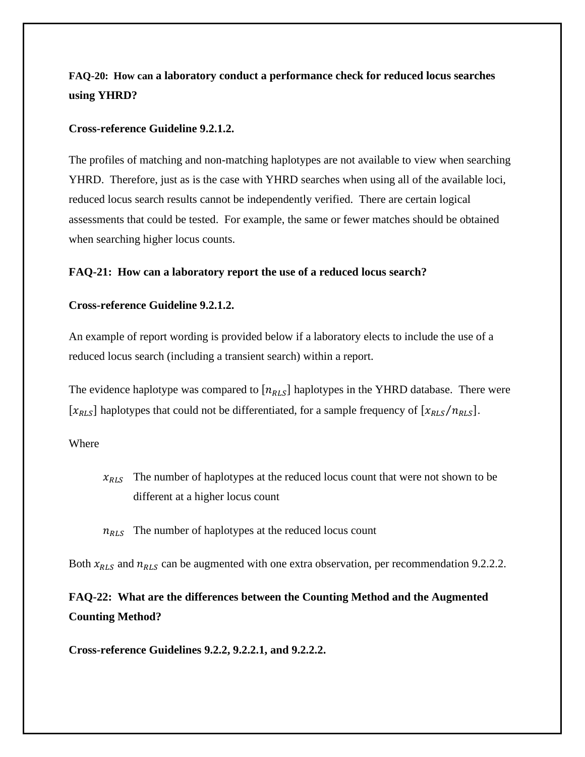**FAQ-20: How can a laboratory conduct a performance check for reduced locus searches using YHRD?**

**Cross-reference Guideline 9.2.1.2.**

The profiles of matching and non-matching haplotypes are not available to view when searching YHRD. Therefore, just as is the case with YHRD searches when using all of the available loci, reduced locus search results cannot be independently verified. There are certain logical assessments that could be tested. For example, the same or fewer matches should be obtained when searching higher locus counts.

**FAQ-21: How can a laboratory report the use of a reduced locus search?**

**Cross-reference Guideline 9.2.1.2.**

An example of report wording is provided below if a laboratory elects to include the use of a reduced locus search (including a transient search) within a report.

The evidence haplotype was compared to $[n_{RLS}]$ haplotypes in the YHRD database. There were $[x_{RLS}]$ haplotypes that could not be differentiated, for a sample frequency of $[x_{RLS}/n_{RLS}]$.

Where

- $x_{RLS}$ The number of haplotypes at the reduced locus count that were not shown to be different at a higher locus count
- $n_{RLS}$ The number of haplotypes at the reduced locus count

Both $x_{RLS}$ and $n_{RLS}$ can be augmented with one extra observation, per recommendation 9.2.2.2.

**FAQ-22: What are the differences between the Counting Method and the Augmented Counting Method?**

**Cross-reference Guidelines 9.2.2, 9.2.2.1, and 9.2.2.2.**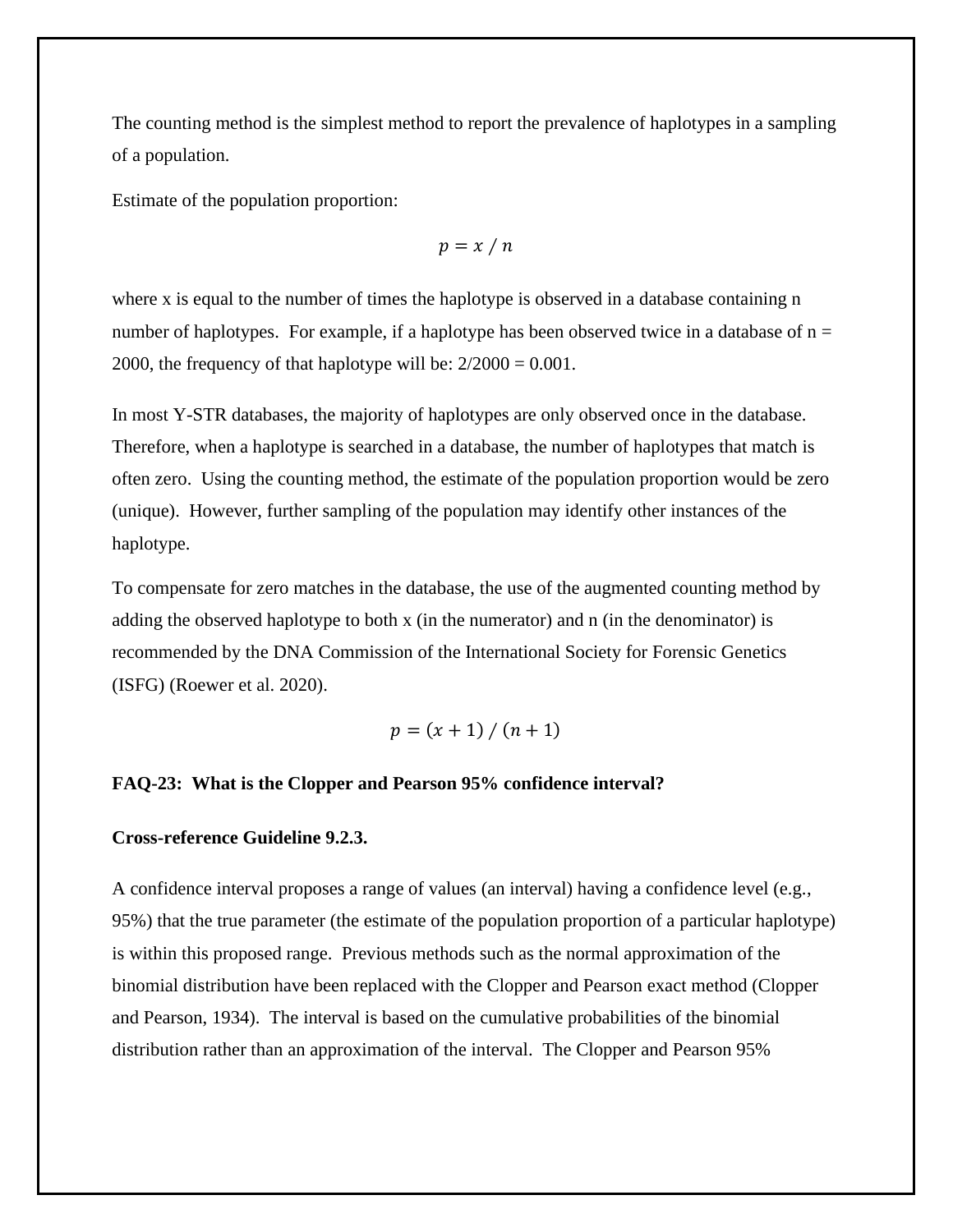The counting method is the simplest method to report the prevalence of haplotypes in a sampling of a population.

Estimate of the population proportion:

$$p = x / n$$

where x is equal to the number of times the haplotype is observed in a database containing n number of haplotypes. For example, if a haplotype has been observed twice in a database of n = 2000, the frequency of that haplotype will be: 2/2000 = 0.001.

In most Y-STR databases, the majority of haplotypes are only observed once in the database. Therefore, when a haplotype is searched in a database, the number of haplotypes that match is often zero. Using the counting method, the estimate of the population proportion would be zero (unique). However, further sampling of the population may identify other instances of the haplotype.

To compensate for zero matches in the database, the use of the augmented counting method by adding the observed haplotype to both x (in the numerator) and n (in the denominator) is recommended by the DNA Commission of the International Society for Forensic Genetics (ISFG) (Roewer et al. 2020).

$$p = (x + 1) / (n + 1)$$

**FAQ-23: What is the Clopper and Pearson 95% confidence interval?**

**Cross-reference Guideline 9.2.3.**

A confidence interval proposes a range of values (an interval) having a confidence level (e.g., 95%) that the true parameter (the estimate of the population proportion of a particular haplotype) is within this proposed range. Previous methods such as the normal approximation of the binomial distribution have been replaced with the Clopper and Pearson exact method (Clopper and Pearson, 1934). The interval is based on the cumulative probabilities of the binomial distribution rather than an approximation of the interval. The Clopper and Pearson 95%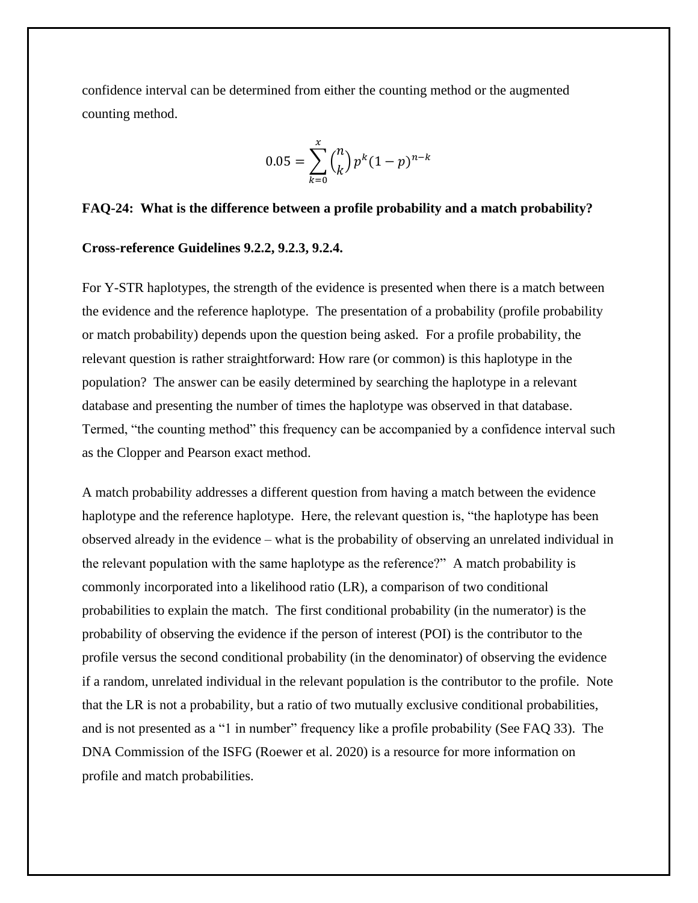confidence interval can be determined from either the counting method or the augmented counting method.

$$0.05 = \sum_{k=0}^{x} \binom{n}{k} p^k (1-p)^{n-k}$$

**FAQ-24: What is the difference between a profile probability and a match probability?**

**Cross-reference Guidelines 9.2.2, 9.2.3, 9.2.4.**

For Y-STR haplotypes, the strength of the evidence is presented when there is a match between the evidence and the reference haplotype. The presentation of a probability (profile probability or match probability) depends upon the question being asked. For a profile probability, the relevant question is rather straightforward: How rare (or common) is this haplotype in the population? The answer can be easily determined by searching the haplotype in a relevant database and presenting the number of times the haplotype was observed in that database. Termed, "the counting method" this frequency can be accompanied by a confidence interval such as the Clopper and Pearson exact method.

A match probability addresses a different question from having a match between the evidence haplotype and the reference haplotype. Here, the relevant question is, "the haplotype has been observed already in the evidence – what is the probability of observing an unrelated individual in the relevant population with the same haplotype as the reference?" A match probability is commonly incorporated into a likelihood ratio (LR), a comparison of two conditional probabilities to explain the match. The first conditional probability (in the numerator) is the probability of observing the evidence if the person of interest (POI) is the contributor to the profile versus the second conditional probability (in the denominator) of observing the evidence if a random, unrelated individual in the relevant population is the contributor to the profile. Note that the LR is not a probability, but a ratio of two mutually exclusive conditional probabilities, and is not presented as a "1 in number" frequency like a profile probability (See FAQ 33). The DNA Commission of the ISFG (Roewer et al. 2020) is a resource for more information on profile and match probabilities.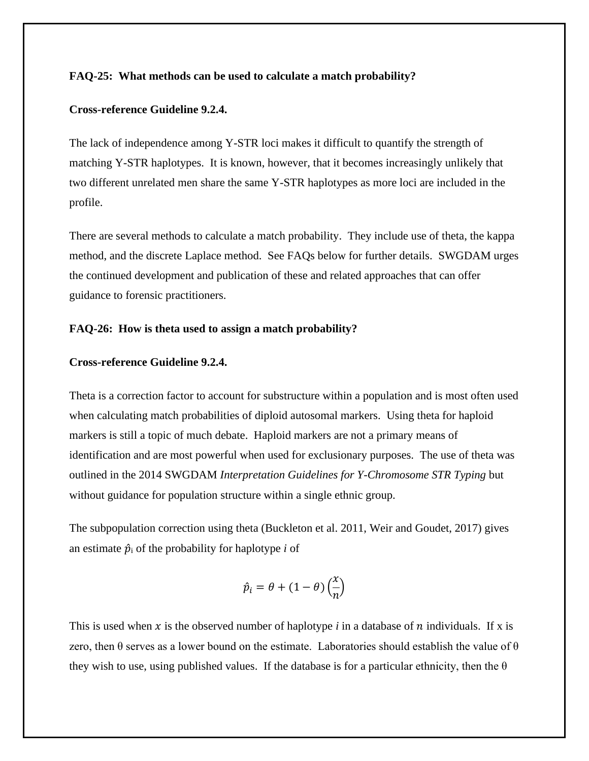**FAQ-25: What methods can be used to calculate a match probability?**

**Cross-reference Guideline 9.2.4.**

The lack of independence among Y-STR loci makes it difficult to quantify the strength of matching Y-STR haplotypes. It is known, however, that it becomes increasingly unlikely that two different unrelated men share the same Y-STR haplotypes as more loci are included in the profile.

There are several methods to calculate a match probability. They include use of theta, the kappa method, and the discrete Laplace method. See FAQs below for further details. SWGDAM urges the continued development and publication of these and related approaches that can offer guidance to forensic practitioners.

**FAQ-26: How is theta used to assign a match probability?**

**Cross-reference Guideline 9.2.4.**

Theta is a correction factor to account for substructure within a population and is most often used when calculating match probabilities of diploid autosomal markers. Using theta for haploid markers is still a topic of much debate. Haploid markers are not a primary means of identification and are most powerful when used for exclusionary purposes. The use of theta was outlined in the 2014 SWGDAM *Interpretation Guidelines for Y-Chromosome STR Typing* but without guidance for population structure within a single ethnic group.

The subpopulation correction using theta (Buckleton et al. 2011, Weir and Goudet, 2017) gives an estimate $\hat{p}_i$ of the probability for haplotype *i* of

$$\hat{p}_i = \theta + (1 - \theta)\left(\frac{x}{n}\right)$$

This is used when $x$ is the observed number of haplotype *i* in a database of $n$ individuals. If x is zero, then θ serves as a lower bound on the estimate. Laboratories should establish the value of θ they wish to use, using published values. If the database is for a particular ethnicity, then the θ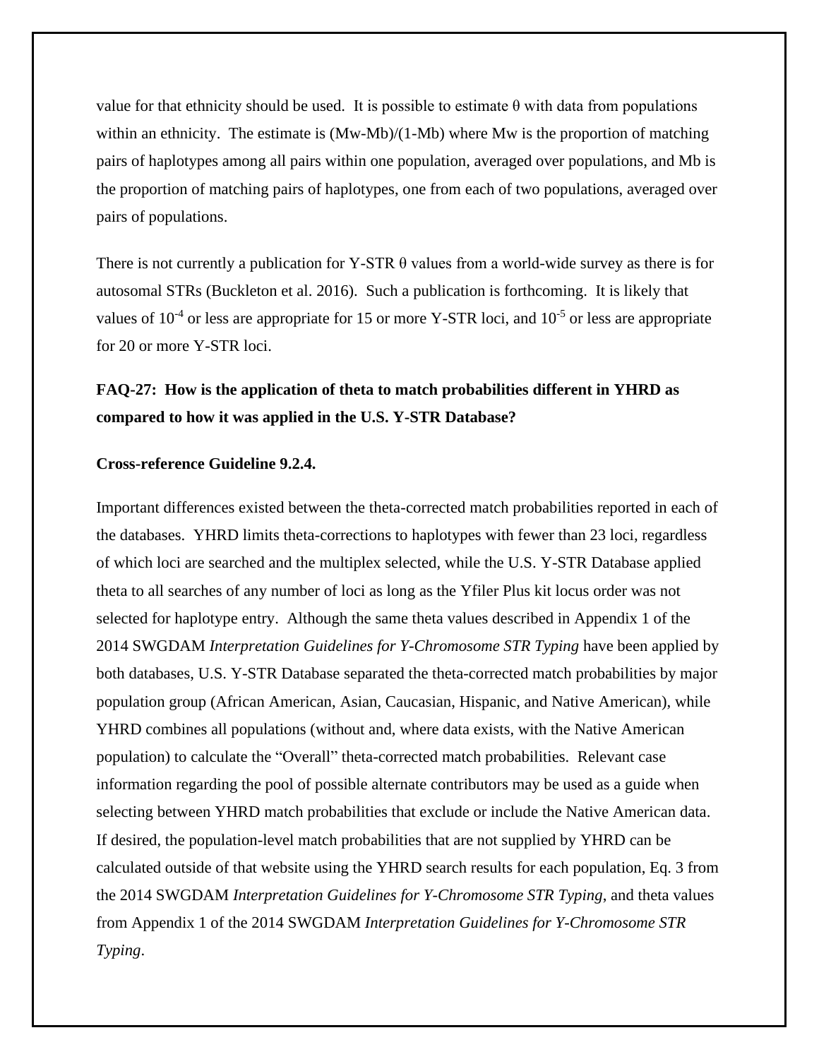value for that ethnicity should be used. It is possible to estimate θ with data from populations within an ethnicity. The estimate is $(M_w-M_b)/(1-M_b)$ where $M_w$ is the proportion of matching pairs of haplotypes among all pairs within one population, averaged over populations, and $M_b$ is the proportion of matching pairs of haplotypes, one from each of two populations, averaged over pairs of populations.

There is not currently a publication for Y-STR θ values from a world-wide survey as there is for autosomal STRs (Buckleton et al. 2016). Such a publication is forthcoming. It is likely that values of $10^{-4}$ or less are appropriate for 15 or more Y-STR loci, and $10^{-5}$ or less are appropriate for 20 or more Y-STR loci.

**FAQ-27: How is the application of theta to match probabilities different in YHRD as compared to how it was applied in the U.S. Y-STR Database?**

**Cross-reference Guideline 9.2.4.**

Important differences existed between the theta-corrected match probabilities reported in each of the databases. YHRD limits theta-corrections to haplotypes with fewer than 23 loci, regardless of which loci are searched and the multiplex selected, while the U.S. Y-STR Database applied theta to all searches of any number of loci as long as the Yfiler Plus kit locus order was not selected for haplotype entry. Although the same theta values described in Appendix 1 of the 2014 SWGDAM *Interpretation Guidelines for Y-Chromosome STR Typing* have been applied by both databases, U.S. Y-STR Database separated the theta-corrected match probabilities by major population group (African American, Asian, Caucasian, Hispanic, and Native American), while YHRD combines all populations (without and, where data exists, with the Native American population) to calculate the "Overall" theta-corrected match probabilities. Relevant case information regarding the pool of possible alternate contributors may be used as a guide when selecting between YHRD match probabilities that exclude or include the Native American data. If desired, the population-level match probabilities that are not supplied by YHRD can be calculated outside of that website using the YHRD search results for each population, Eq. 3 from the 2014 SWGDAM *Interpretation Guidelines for Y-Chromosome STR Typing*, and theta values from Appendix 1 of the 2014 SWGDAM *Interpretation Guidelines for Y-Chromosome STR Typing*.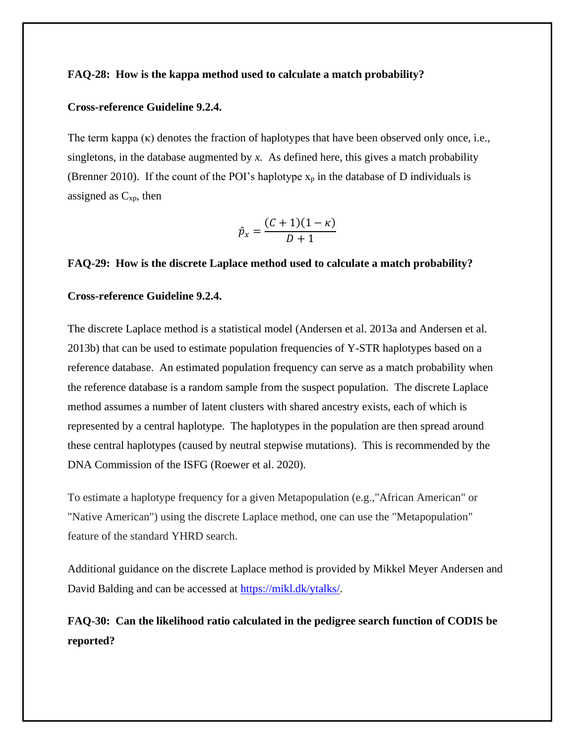**FAQ-28: How is the kappa method used to calculate a match probability?**

**Cross-reference Guideline 9.2.4.**

The term kappa (κ) denotes the fraction of haplotypes that have been observed only once, i.e., singletons, in the database augmented by *x*. As defined here, this gives a match probability (Brenner 2010). If the count of the POI's haplotype $x_p$ in the database of D individuals is assigned as $C_{xp}$, then

$$\hat{p}_x = \frac{(C+1)(1-\kappa)}{D+1}$$

**FAQ-29: How is the discrete Laplace method used to calculate a match probability?**

**Cross-reference Guideline 9.2.4.**

The discrete Laplace method is a statistical model (Andersen et al. 2013a and Andersen et al. 2013b) that can be used to estimate population frequencies of Y-STR haplotypes based on a reference database. An estimated population frequency can serve as a match probability when the reference database is a random sample from the suspect population. The discrete Laplace method assumes a number of latent clusters with shared ancestry exists, each of which is represented by a central haplotype. The haplotypes in the population are then spread around these central haplotypes (caused by neutral stepwise mutations). This is recommended by the DNA Commission of the ISFG (Roewer et al. 2020).

To estimate a haplotype frequency for a given Metapopulation (e.g.,"African American" or "Native American") using the discrete Laplace method, one can use the "Metapopulation" feature of the standard YHRD search.

Additional guidance on the discrete Laplace method is provided by Mikkel Meyer Andersen and David Balding and can be accessed at https://mikl.dk/ytalks/.

**FAQ-30: Can the likelihood ratio calculated in the pedigree search function of CODIS be reported?**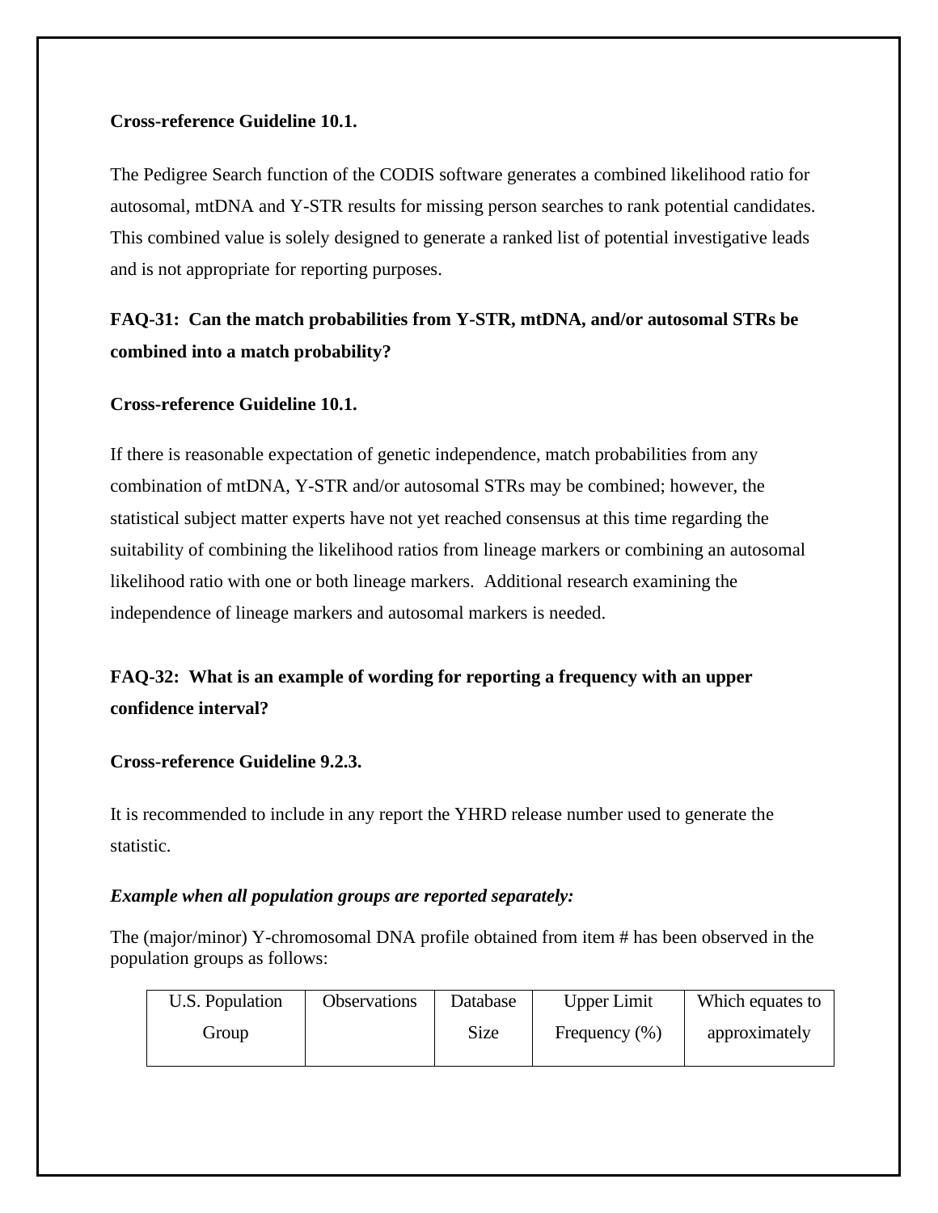**Cross-reference Guideline 10.1.**

The Pedigree Search function of the CODIS software generates a combined likelihood ratio for autosomal, mtDNA and Y-STR results for missing person searches to rank potential candidates. This combined value is solely designed to generate a ranked list of potential investigative leads and is not appropriate for reporting purposes.

**FAQ-31: Can the match probabilities from Y-STR, mtDNA, and/or autosomal STRs be combined into a match probability?**

**Cross-reference Guideline 10.1.**

If there is reasonable expectation of genetic independence, match probabilities from any combination of mtDNA, Y-STR and/or autosomal STRs may be combined; however, the statistical subject matter experts have not yet reached consensus at this time regarding the suitability of combining the likelihood ratios from lineage markers or combining an autosomal likelihood ratio with one or both lineage markers. Additional research examining the independence of lineage markers and autosomal markers is needed.

**FAQ-32: What is an example of wording for reporting a frequency with an upper confidence interval?**

**Cross-reference Guideline 9.2.3.**

It is recommended to include in any report the YHRD release number used to generate the statistic.

***Example when all population groups are reported separately:***

The (major/minor) Y-chromosomal DNA profile obtained from item # has been observed in the population groups as follows:

| U.S. Population Group | Observations | Database Size | Upper Limit Frequency (%) | Which equates to approximately |
|---|---|---|---|---|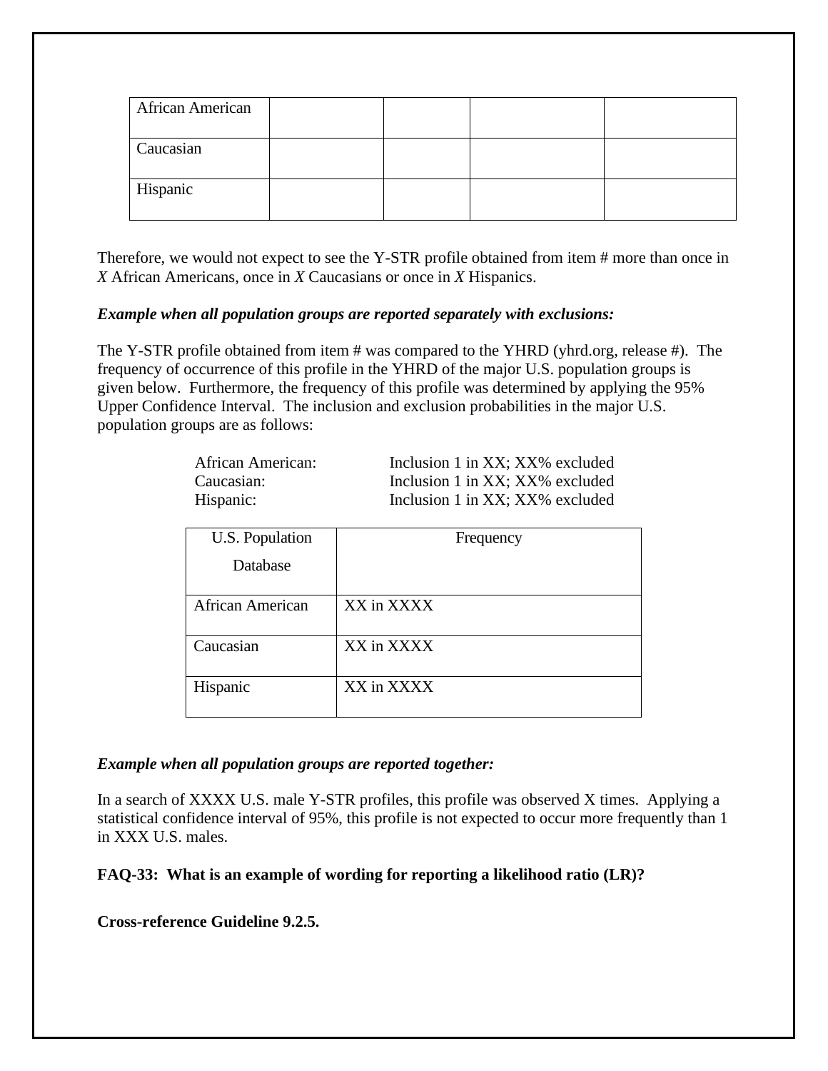| African American | | | | |
|---|---|---|---|---|
| Caucasian | | | | |
| Hispanic | | | | |

Therefore, we would not expect to see the Y-STR profile obtained from item # more than once in *X* African Americans, once in *X* Caucasians or once in *X* Hispanics.

***Example when all population groups are reported separately with exclusions:***

The Y-STR profile obtained from item # was compared to the YHRD (yhrd.org, release #). The frequency of occurrence of this profile in the YHRD of the major U.S. population groups is given below. Furthermore, the frequency of this profile was determined by applying the 95% Upper Confidence Interval. The inclusion and exclusion probabilities in the major U.S. population groups are as follows:

African American: Inclusion 1 in XX; XX% excluded
Caucasian: Inclusion 1 in XX; XX% excluded
Hispanic: Inclusion 1 in XX; XX% excluded

| U.S. Population Database | Frequency |
|---|---|
| African American | XX in XXXX |
| Caucasian | XX in XXXX |
| Hispanic | XX in XXXX |

***Example when all population groups are reported together:***

In a search of XXXX U.S. male Y-STR profiles, this profile was observed X times. Applying a statistical confidence interval of 95%, this profile is not expected to occur more frequently than 1 in XXX U.S. males.

**FAQ-33: What is an example of wording for reporting a likelihood ratio (LR)?**

**Cross-reference Guideline 9.2.5.**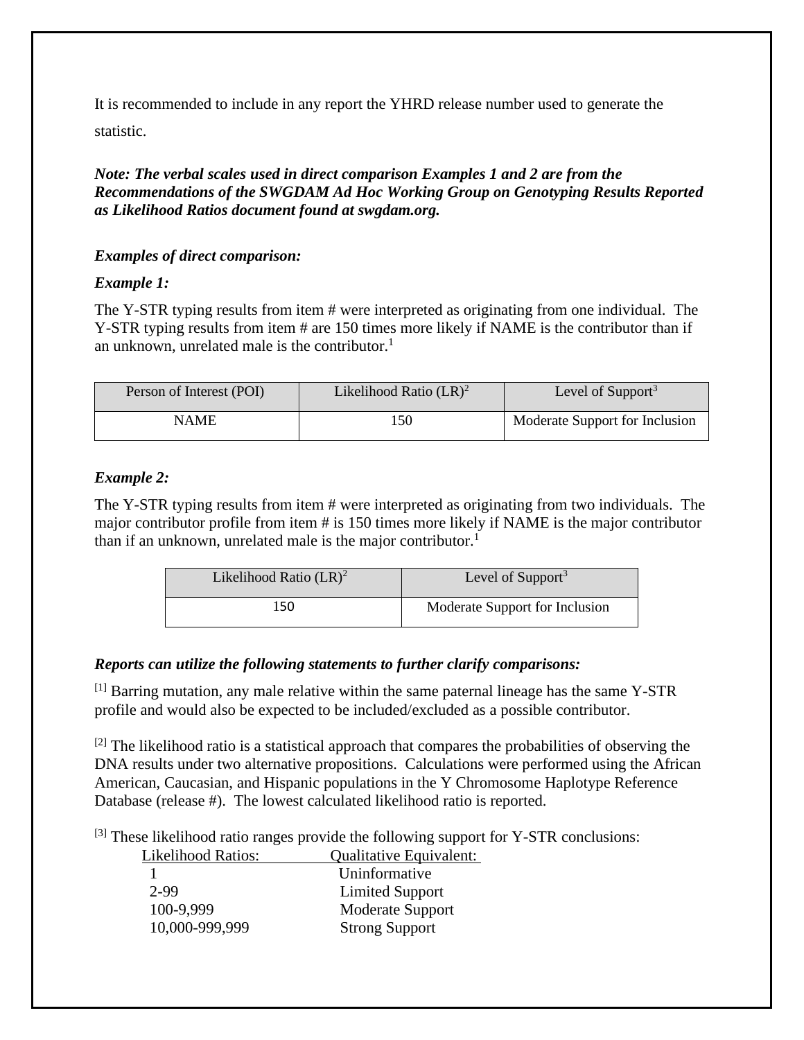It is recommended to include in any report the YHRD release number used to generate the statistic.

***Note: The verbal scales used in direct comparison Examples 1 and 2 are from the Recommendations of the SWGDAM Ad Hoc Working Group on Genotyping Results Reported as Likelihood Ratios document found at swgdam.org.***

*Examples of direct comparison:*

*Example 1:*

The Y-STR typing results from item # were interpreted as originating from one individual. The Y-STR typing results from item # are 150 times more likely if NAME is the contributor than if an unknown, unrelated male is the contributor.[1]

| Person of Interest (POI) | Likelihood Ratio (LR)[2] | Level of Support[3] |
|---|---|---|
| NAME | 150 | Moderate Support for Inclusion |

*Example 2:*

The Y-STR typing results from item # were interpreted as originating from two individuals. The major contributor profile from item # is 150 times more likely if NAME is the major contributor than if an unknown, unrelated male is the major contributor.[1]

| Likelihood Ratio (LR)[2] | Level of Support[3] |
|---|---|
| 150 | Moderate Support for Inclusion |

***Reports can utilize the following statements to further clarify comparisons:***

[1] Barring mutation, any male relative within the same paternal lineage has the same Y-STR profile and would also be expected to be included/excluded as a possible contributor.

[2] The likelihood ratio is a statistical approach that compares the probabilities of observing the DNA results under two alternative propositions. Calculations were performed using the African American, Caucasian, and Hispanic populations in the Y Chromosome Haplotype Reference Database (release #). The lowest calculated likelihood ratio is reported.

[3] These likelihood ratio ranges provide the following support for Y-STR conclusions:

| Likelihood Ratios: | Qualitative Equivalent: |
|---|---|
| 1 | Uninformative |
| 2-99 | Limited Support |
| 100-9,999 | Moderate Support |
| 10,000-999,999 | Strong Support |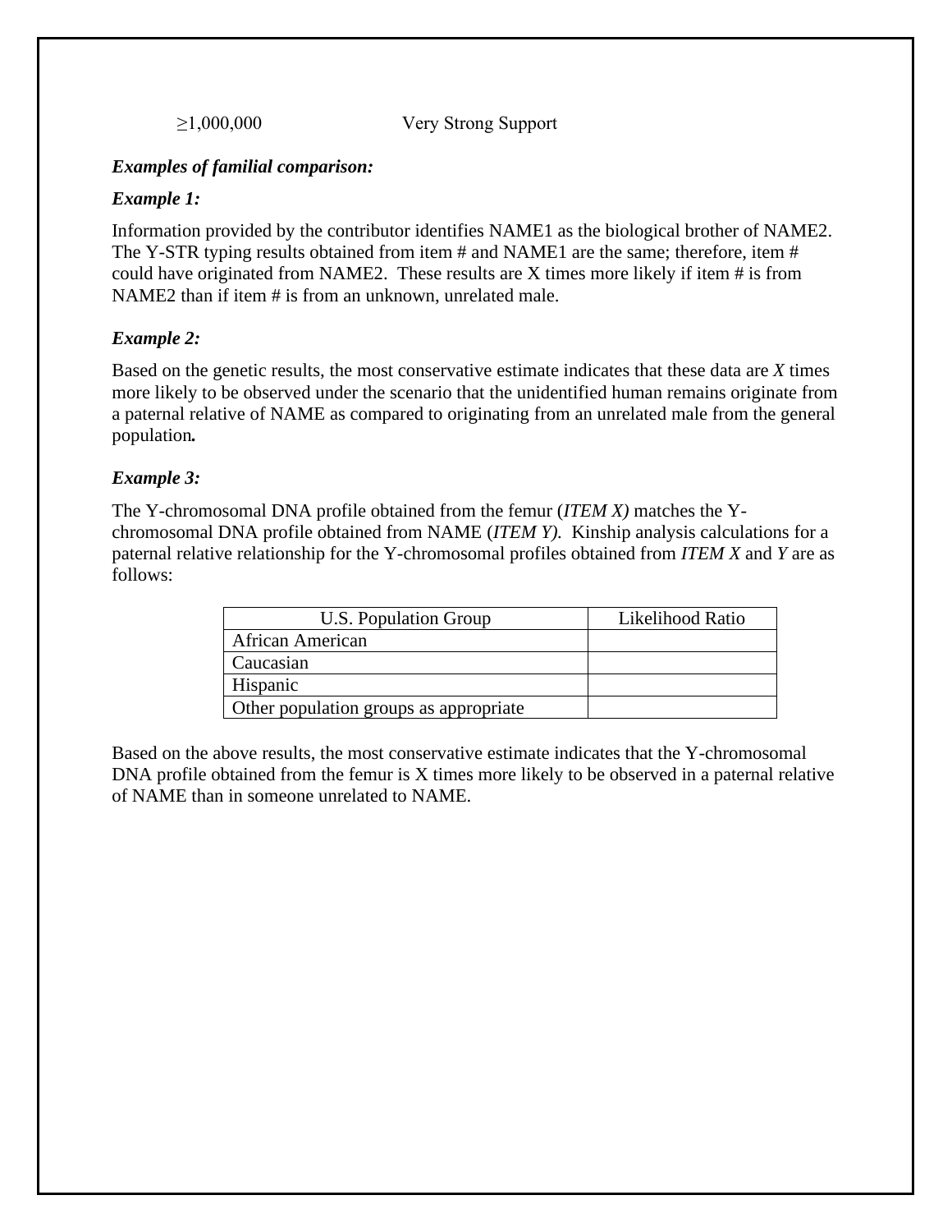≥1,000,000 Very Strong Support

***Examples of familial comparison:***

***Example 1:***

Information provided by the contributor identifies NAME1 as the biological brother of NAME2. The Y-STR typing results obtained from item # and NAME1 are the same; therefore, item # could have originated from NAME2. These results are X times more likely if item # is from NAME2 than if item # is from an unknown, unrelated male.

***Example 2:***

Based on the genetic results, the most conservative estimate indicates that these data are *X* times more likely to be observed under the scenario that the unidentified human remains originate from a paternal relative of NAME as compared to originating from an unrelated male from the general population**.**

***Example 3:***

The Y-chromosomal DNA profile obtained from the femur (*ITEM X)* matches the Y-chromosomal DNA profile obtained from NAME (*ITEM Y).* Kinship analysis calculations for a paternal relative relationship for the Y-chromosomal profiles obtained from *ITEM X* and *Y* are as follows:

| U.S. Population Group | Likelihood Ratio |
|---|---|
| African American | |
| Caucasian | |
| Hispanic | |
| Other population groups as appropriate | |

Based on the above results, the most conservative estimate indicates that the Y-chromosomal DNA profile obtained from the femur is X times more likely to be observed in a paternal relative of NAME than in someone unrelated to NAME.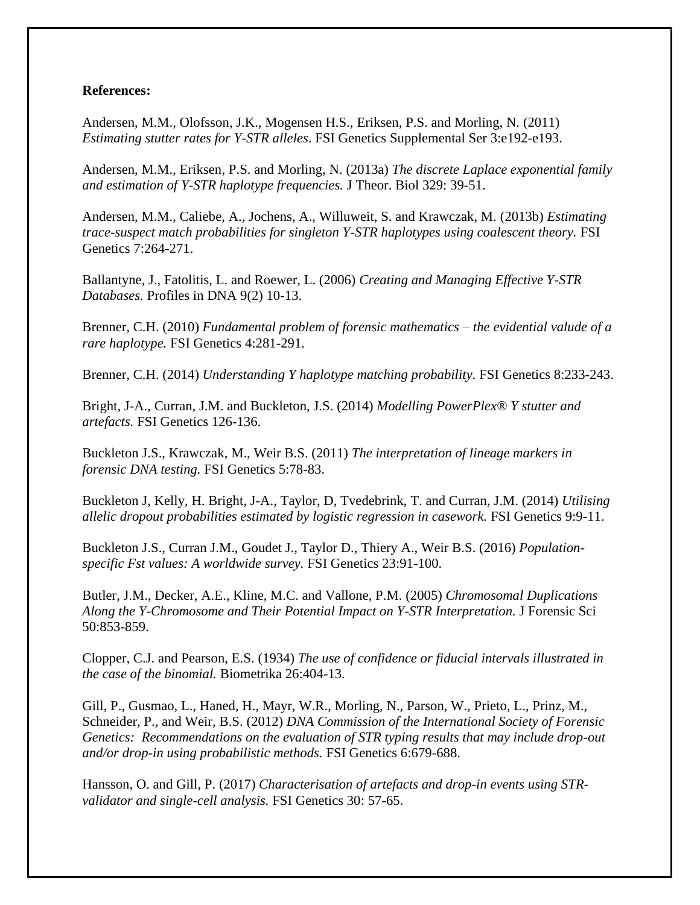**References:**

Andersen, M.M., Olofsson, J.K., Mogensen H.S., Eriksen, P.S. and Morling, N. (2011) *Estimating stutter rates for Y-STR alleles*. FSI Genetics Supplemental Ser 3:e192-e193.

Andersen, M.M., Eriksen, P.S. and Morling, N. (2013a) *The discrete Laplace exponential family and estimation of Y-STR haplotype frequencies.* J Theor. Biol 329: 39-51.

Andersen, M.M., Caliebe, A., Jochens, A., Willuweit, S. and Krawczak, M. (2013b) *Estimating trace-suspect match probabilities for singleton Y-STR haplotypes using coalescent theory.* FSI Genetics 7:264-271.

Ballantyne, J., Fatolitis, L. and Roewer, L. (2006) *Creating and Managing Effective Y-STR Databases.* Profiles in DNA 9(2) 10-13.

Brenner, C.H. (2010) *Fundamental problem of forensic mathematics – the evidential valude of a rare haplotype.* FSI Genetics 4:281-291.

Brenner, C.H. (2014) *Understanding Y haplotype matching probability.* FSI Genetics 8:233-243.

Bright, J-A., Curran, J.M. and Buckleton, J.S. (2014) *Modelling PowerPlex® Y stutter and artefacts.* FSI Genetics 126-136.

Buckleton J.S., Krawczak, M., Weir B.S. (2011) *The interpretation of lineage markers in forensic DNA testing.* FSI Genetics 5:78-83.

Buckleton J, Kelly, H. Bright, J-A., Taylor, D, Tvedebrink, T. and Curran, J.M. (2014) *Utilising allelic dropout probabilities estimated by logistic regression in casework.* FSI Genetics 9:9-11.

Buckleton J.S., Curran J.M., Goudet J., Taylor D., Thiery A., Weir B.S. (2016) *Population-specific Fst values: A worldwide survey.* FSI Genetics 23:91-100.

Butler, J.M., Decker, A.E., Kline, M.C. and Vallone, P.M. (2005) *Chromosomal Duplications Along the Y-Chromosome and Their Potential Impact on Y-STR Interpretation.* J Forensic Sci 50:853-859.

Clopper, C.J. and Pearson, E.S. (1934) *The use of confidence or fiducial intervals illustrated in the case of the binomial.* Biometrika 26:404-13.

Gill, P., Gusmao, L., Haned, H., Mayr, W.R., Morling, N., Parson, W., Prieto, L., Prinz, M., Schneider, P., and Weir, B.S. (2012) *DNA Commission of the International Society of Forensic Genetics: Recommendations on the evaluation of STR typing results that may include drop-out and/or drop-in using probabilistic methods.* FSI Genetics 6:679-688.

Hansson, O. and Gill, P. (2017) *Characterisation of artefacts and drop-in events using STR-validator and single-cell analysis.* FSI Genetics 30: 57-65.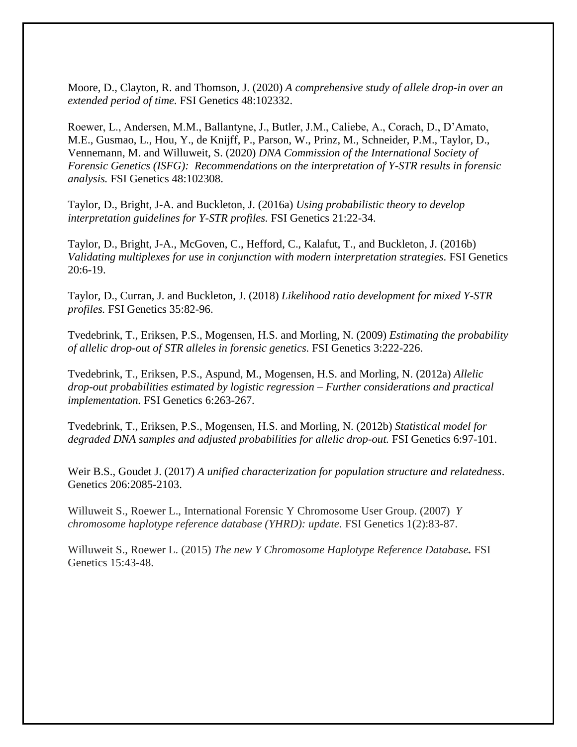Moore, D., Clayton, R. and Thomson, J. (2020) *A comprehensive study of allele drop-in over an extended period of time.* FSI Genetics 48:102332.

Roewer, L., Andersen, M.M., Ballantyne, J., Butler, J.M., Caliebe, A., Corach, D., D'Amato, M.E., Gusmao, L., Hou, Y., de Knijff, P., Parson, W., Prinz, M., Schneider, P.M., Taylor, D., Vennemann, M. and Willuweit, S. (2020) *DNA Commission of the International Society of Forensic Genetics (ISFG): Recommendations on the interpretation of Y-STR results in forensic analysis.* FSI Genetics 48:102308.

Taylor, D., Bright, J-A. and Buckleton, J. (2016a) *Using probabilistic theory to develop interpretation guidelines for Y-STR profiles.* FSI Genetics 21:22-34.

Taylor, D., Bright, J-A., McGoven, C., Hefford, C., Kalafut, T., and Buckleton, J. (2016b) *Validating multiplexes for use in conjunction with modern interpretation strategies*. FSI Genetics 20:6-19.

Taylor, D., Curran, J. and Buckleton, J. (2018) *Likelihood ratio development for mixed Y-STR profiles.* FSI Genetics 35:82-96.

Tvedebrink, T., Eriksen, P.S., Mogensen, H.S. and Morling, N. (2009) *Estimating the probability of allelic drop-out of STR alleles in forensic genetics.* FSI Genetics 3:222-226.

Tvedebrink, T., Eriksen, P.S., Aspund, M., Mogensen, H.S. and Morling, N. (2012a) *Allelic drop-out probabilities estimated by logistic regression – Further considerations and practical implementation.* FSI Genetics 6:263-267.

Tvedebrink, T., Eriksen, P.S., Mogensen, H.S. and Morling, N. (2012b) *Statistical model for degraded DNA samples and adjusted probabilities for allelic drop-out.* FSI Genetics 6:97-101.

Weir B.S., Goudet J. (2017) *A unified characterization for population structure and relatedness*. Genetics 206:2085-2103.

Willuweit S., Roewer L., International Forensic Y Chromosome User Group. (2007) *Y chromosome haplotype reference database (YHRD): update.* FSI Genetics 1(2):83-87.

Willuweit S., Roewer L. (2015) *The new Y Chromosome Haplotype Reference Database.* FSI Genetics 15:43-48.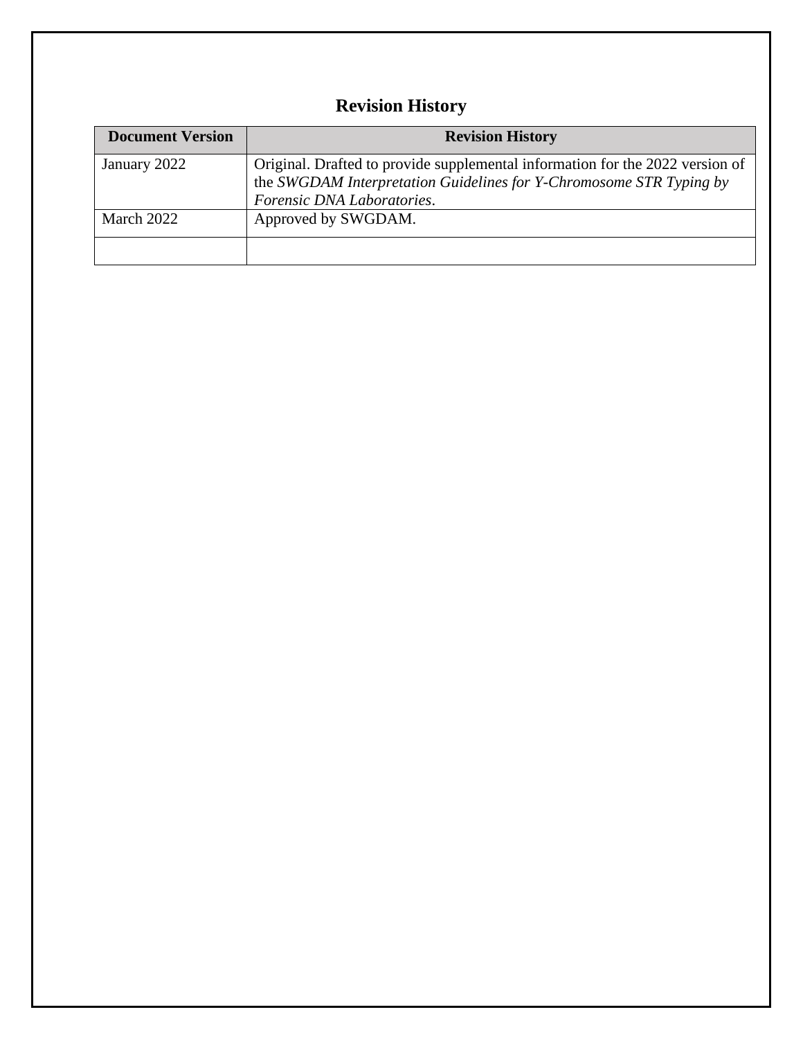# Revision History

| Document Version | Revision History |
| --- | --- |
| January 2022 | Original. Drafted to provide supplemental information for the 2022 version of the *SWGDAM Interpretation Guidelines for Y-Chromosome STR Typing by Forensic DNA Laboratories*. |
| March 2022 | Approved by SWGDAM. |
| | |